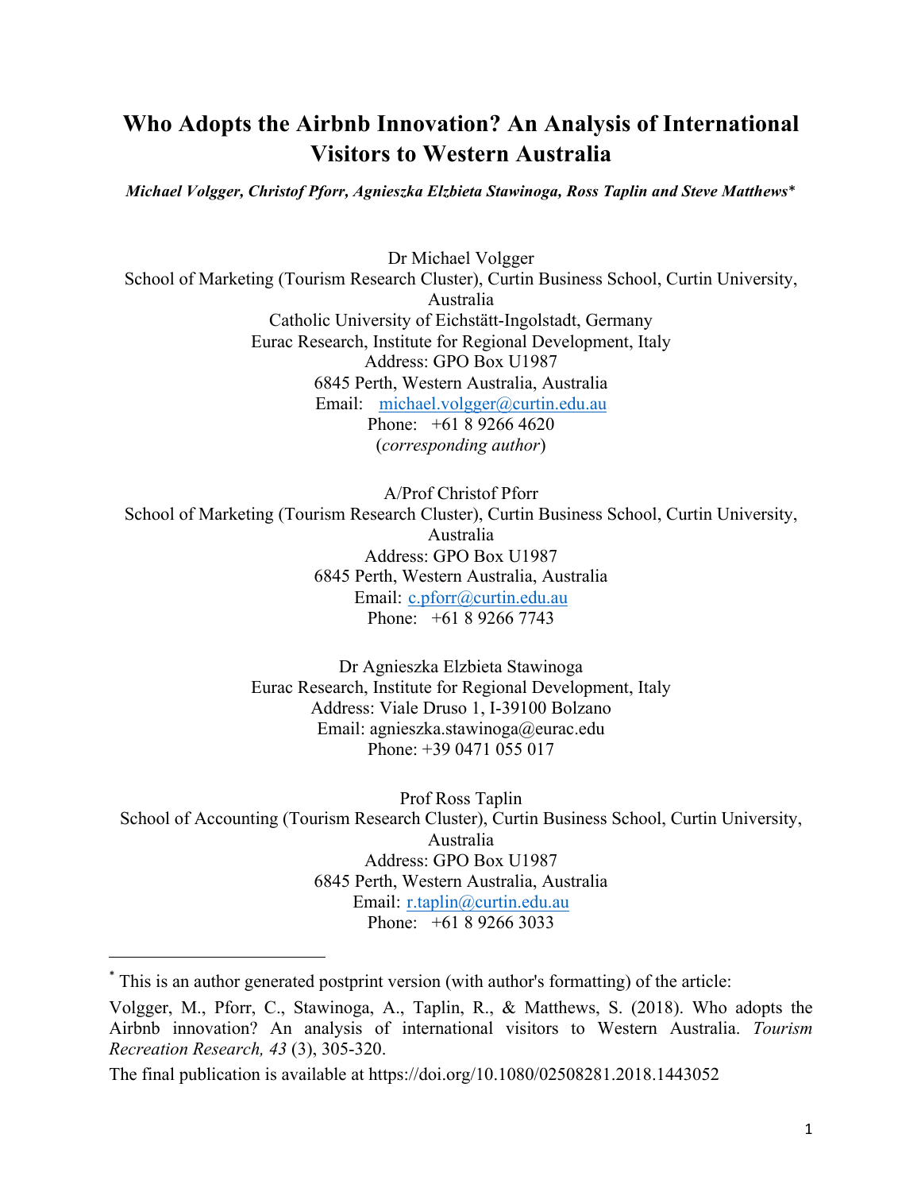# Who Adopts the Airbnb Innovation? An Analysis of International Visitors to Western Australia

***Michael Volgger, Christof Pforr, Agnieszka Elzbieta Stawinoga, Ross Taplin and Steve Matthews****

Dr Michael Volgger
School of Marketing (Tourism Research Cluster), Curtin Business School, Curtin University, Australia
Catholic University of Eichstätt-Ingolstadt, Germany
Eurac Research, Institute for Regional Development, Italy
Address: GPO Box U1987
6845 Perth, Western Australia, Australia
Email: michael.volgger@curtin.edu.au
Phone: +61 8 9266 4620
(*corresponding author*)

A/Prof Christof Pforr
School of Marketing (Tourism Research Cluster), Curtin Business School, Curtin University, Australia
Address: GPO Box U1987
6845 Perth, Western Australia, Australia
Email: c.pforr@curtin.edu.au
Phone: +61 8 9266 7743

Dr Agnieszka Elzbieta Stawinoga
Eurac Research, Institute for Regional Development, Italy
Address: Viale Druso 1, I-39100 Bolzano
Email: agnieszka.stawinoga@eurac.edu
Phone: +39 0471 055 017

Prof Ross Taplin
School of Accounting (Tourism Research Cluster), Curtin Business School, Curtin University, Australia
Address: GPO Box U1987
6845 Perth, Western Australia, Australia
Email: r.taplin@curtin.edu.au
Phone: +61 8 9266 3033

---

* This is an author generated postprint version (with author's formatting) of the article:

Volgger, M., Pforr, C., Stawinoga, A., Taplin, R., & Matthews, S. (2018). Who adopts the Airbnb innovation? An analysis of international visitors to Western Australia. *Tourism Recreation Research, 43* (3), 305-320.

The final publication is available at https://doi.org/10.1080/02508281.2018.1443052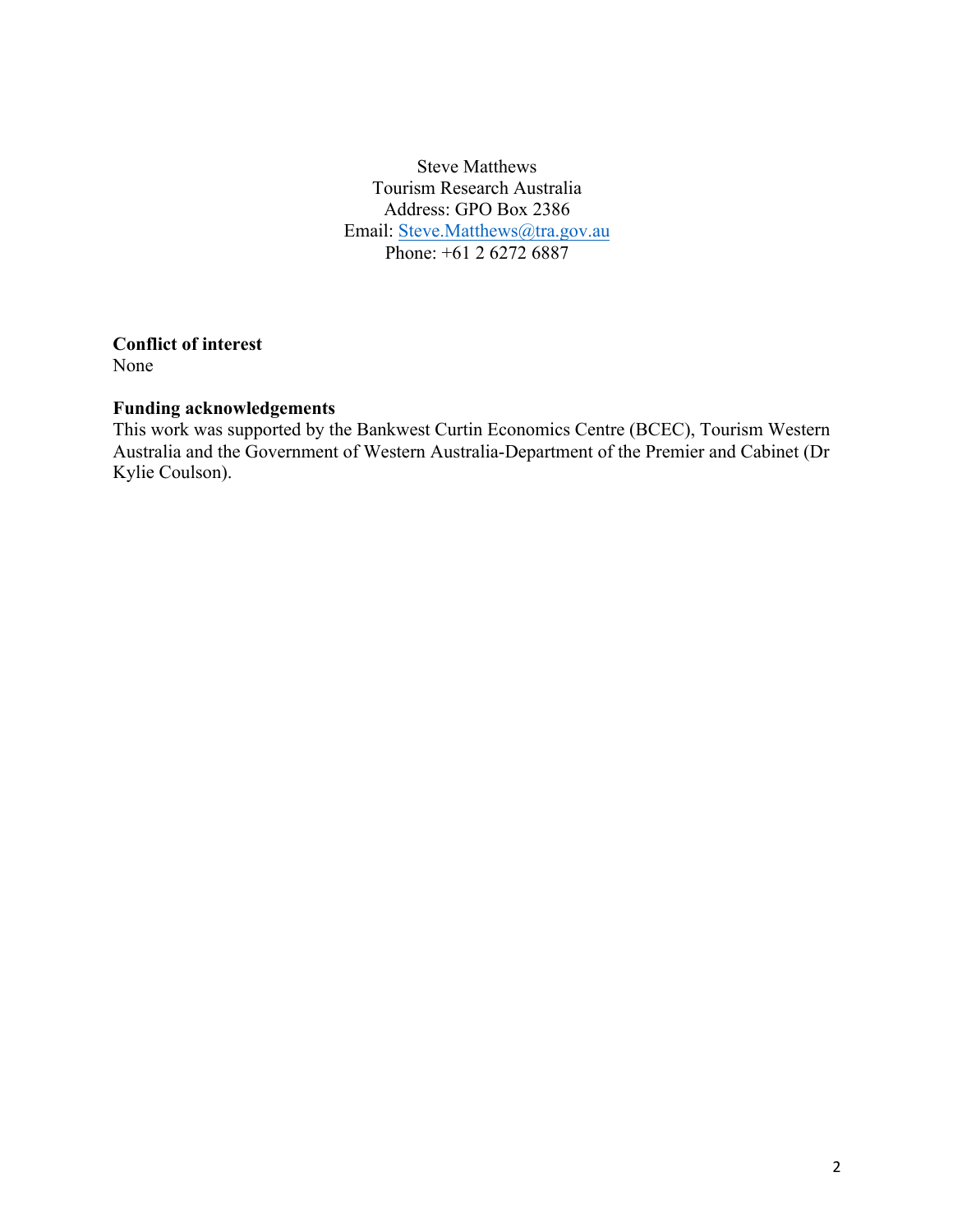Steve Matthews
Tourism Research Australia
Address: GPO Box 2386
Email: Steve.Matthews@tra.gov.au
Phone: +61 2 6272 6887

**Conflict of interest**
None

**Funding acknowledgements**
This work was supported by the Bankwest Curtin Economics Centre (BCEC), Tourism Western Australia and the Government of Western Australia-Department of the Premier and Cabinet (Dr Kylie Coulson).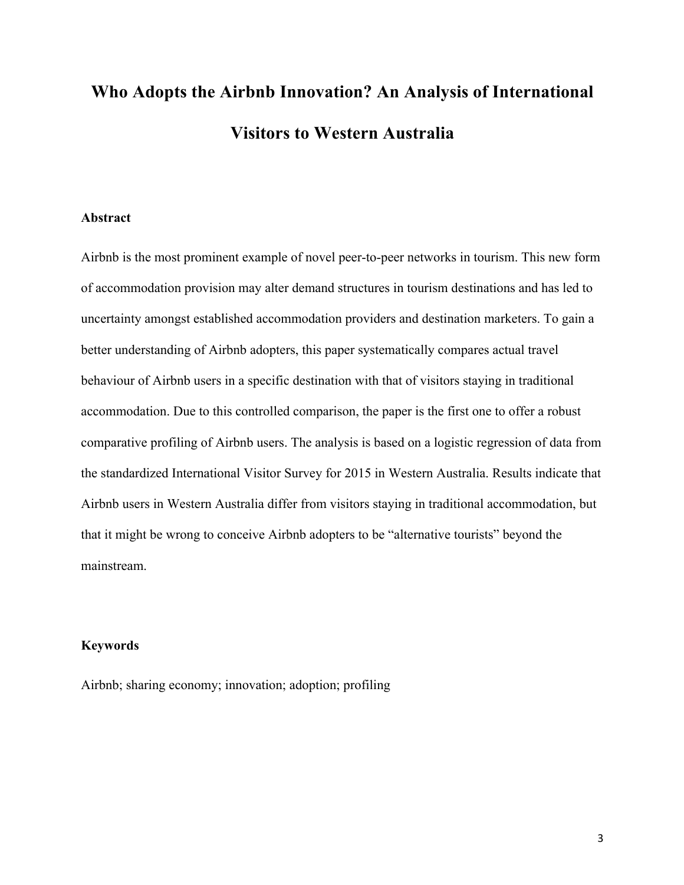# Who Adopts the Airbnb Innovation? An Analysis of International Visitors to Western Australia

### Abstract

Airbnb is the most prominent example of novel peer-to-peer networks in tourism. This new form of accommodation provision may alter demand structures in tourism destinations and has led to uncertainty amongst established accommodation providers and destination marketers. To gain a better understanding of Airbnb adopters, this paper systematically compares actual travel behaviour of Airbnb users in a specific destination with that of visitors staying in traditional accommodation. Due to this controlled comparison, the paper is the first one to offer a robust comparative profiling of Airbnb users. The analysis is based on a logistic regression of data from the standardized International Visitor Survey for 2015 in Western Australia. Results indicate that Airbnb users in Western Australia differ from visitors staying in traditional accommodation, but that it might be wrong to conceive Airbnb adopters to be "alternative tourists" beyond the mainstream.

### Keywords

Airbnb; sharing economy; innovation; adoption; profiling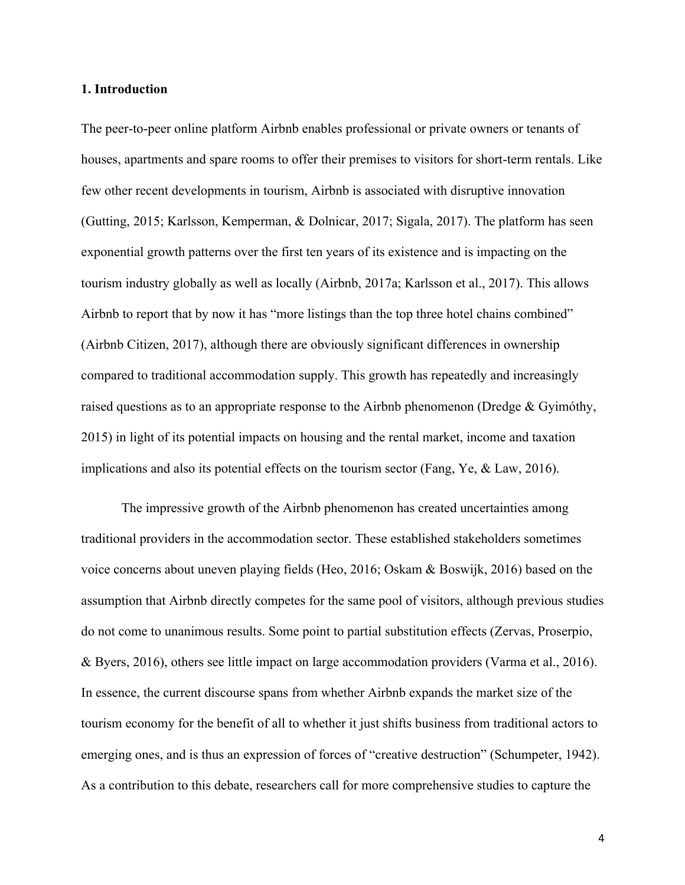## 1. Introduction

The peer-to-peer online platform Airbnb enables professional or private owners or tenants of houses, apartments and spare rooms to offer their premises to visitors for short-term rentals. Like few other recent developments in tourism, Airbnb is associated with disruptive innovation (Gutting, 2015; Karlsson, Kemperman, & Dolnicar, 2017; Sigala, 2017). The platform has seen exponential growth patterns over the first ten years of its existence and is impacting on the tourism industry globally as well as locally (Airbnb, 2017a; Karlsson et al., 2017). This allows Airbnb to report that by now it has "more listings than the top three hotel chains combined" (Airbnb Citizen, 2017), although there are obviously significant differences in ownership compared to traditional accommodation supply. This growth has repeatedly and increasingly raised questions as to an appropriate response to the Airbnb phenomenon (Dredge & Gyimóthy, 2015) in light of its potential impacts on housing and the rental market, income and taxation implications and also its potential effects on the tourism sector (Fang, Ye, & Law, 2016).

The impressive growth of the Airbnb phenomenon has created uncertainties among traditional providers in the accommodation sector. These established stakeholders sometimes voice concerns about uneven playing fields (Heo, 2016; Oskam & Boswijk, 2016) based on the assumption that Airbnb directly competes for the same pool of visitors, although previous studies do not come to unanimous results. Some point to partial substitution effects (Zervas, Proserpio, & Byers, 2016), others see little impact on large accommodation providers (Varma et al., 2016). In essence, the current discourse spans from whether Airbnb expands the market size of the tourism economy for the benefit of all to whether it just shifts business from traditional actors to emerging ones, and is thus an expression of forces of "creative destruction" (Schumpeter, 1942). As a contribution to this debate, researchers call for more comprehensive studies to capture the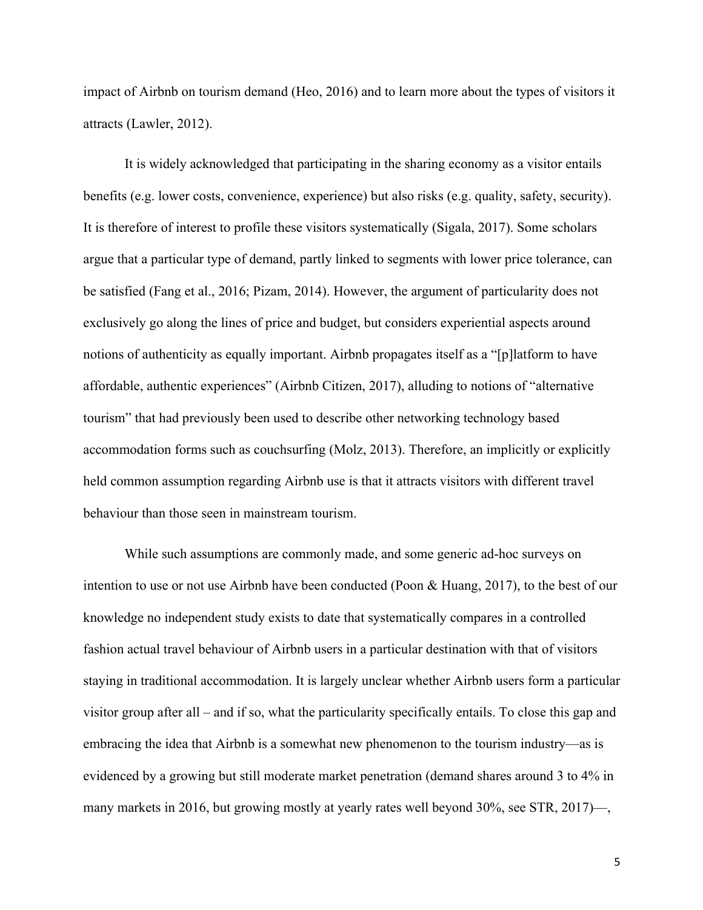impact of Airbnb on tourism demand (Heo, 2016) and to learn more about the types of visitors it attracts (Lawler, 2012).

It is widely acknowledged that participating in the sharing economy as a visitor entails benefits (e.g. lower costs, convenience, experience) but also risks (e.g. quality, safety, security). It is therefore of interest to profile these visitors systematically (Sigala, 2017). Some scholars argue that a particular type of demand, partly linked to segments with lower price tolerance, can be satisfied (Fang et al., 2016; Pizam, 2014). However, the argument of particularity does not exclusively go along the lines of price and budget, but considers experiential aspects around notions of authenticity as equally important. Airbnb propagates itself as a "[p]latform to have affordable, authentic experiences" (Airbnb Citizen, 2017), alluding to notions of "alternative tourism" that had previously been used to describe other networking technology based accommodation forms such as couchsurfing (Molz, 2013). Therefore, an implicitly or explicitly held common assumption regarding Airbnb use is that it attracts visitors with different travel behaviour than those seen in mainstream tourism.

While such assumptions are commonly made, and some generic ad-hoc surveys on intention to use or not use Airbnb have been conducted (Poon & Huang, 2017), to the best of our knowledge no independent study exists to date that systematically compares in a controlled fashion actual travel behaviour of Airbnb users in a particular destination with that of visitors staying in traditional accommodation. It is largely unclear whether Airbnb users form a particular visitor group after all – and if so, what the particularity specifically entails. To close this gap and embracing the idea that Airbnb is a somewhat new phenomenon to the tourism industry—as is evidenced by a growing but still moderate market penetration (demand shares around 3 to 4% in many markets in 2016, but growing mostly at yearly rates well beyond 30%, see STR, 2017)—,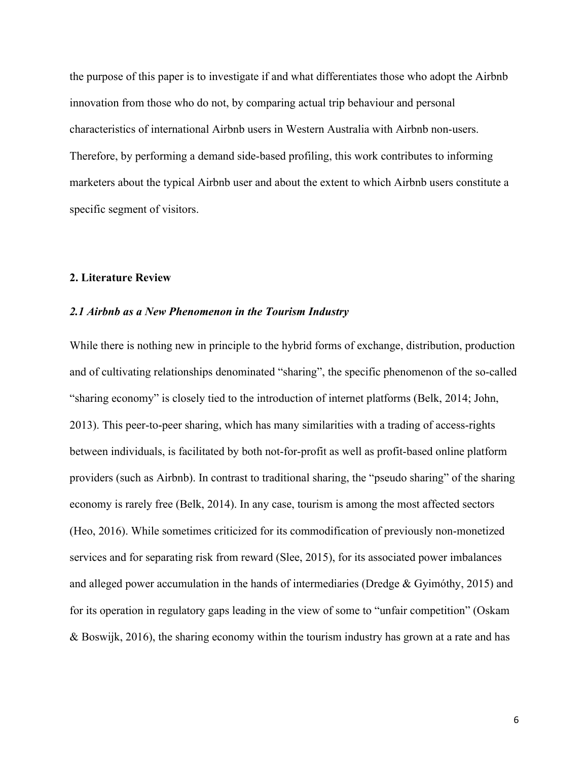the purpose of this paper is to investigate if and what differentiates those who adopt the Airbnb innovation from those who do not, by comparing actual trip behaviour and personal characteristics of international Airbnb users in Western Australia with Airbnb non-users. Therefore, by performing a demand side-based profiling, this work contributes to informing marketers about the typical Airbnb user and about the extent to which Airbnb users constitute a specific segment of visitors.

## 2. Literature Review

### *2.1 Airbnb as a New Phenomenon in the Tourism Industry*

While there is nothing new in principle to the hybrid forms of exchange, distribution, production and of cultivating relationships denominated "sharing", the specific phenomenon of the so-called "sharing economy" is closely tied to the introduction of internet platforms (Belk, 2014; John, 2013). This peer-to-peer sharing, which has many similarities with a trading of access-rights between individuals, is facilitated by both not-for-profit as well as profit-based online platform providers (such as Airbnb). In contrast to traditional sharing, the "pseudo sharing" of the sharing economy is rarely free (Belk, 2014). In any case, tourism is among the most affected sectors (Heo, 2016). While sometimes criticized for its commodification of previously non-monetized services and for separating risk from reward (Slee, 2015), for its associated power imbalances and alleged power accumulation in the hands of intermediaries (Dredge & Gyimóthy, 2015) and for its operation in regulatory gaps leading in the view of some to "unfair competition" (Oskam & Boswijk, 2016), the sharing economy within the tourism industry has grown at a rate and has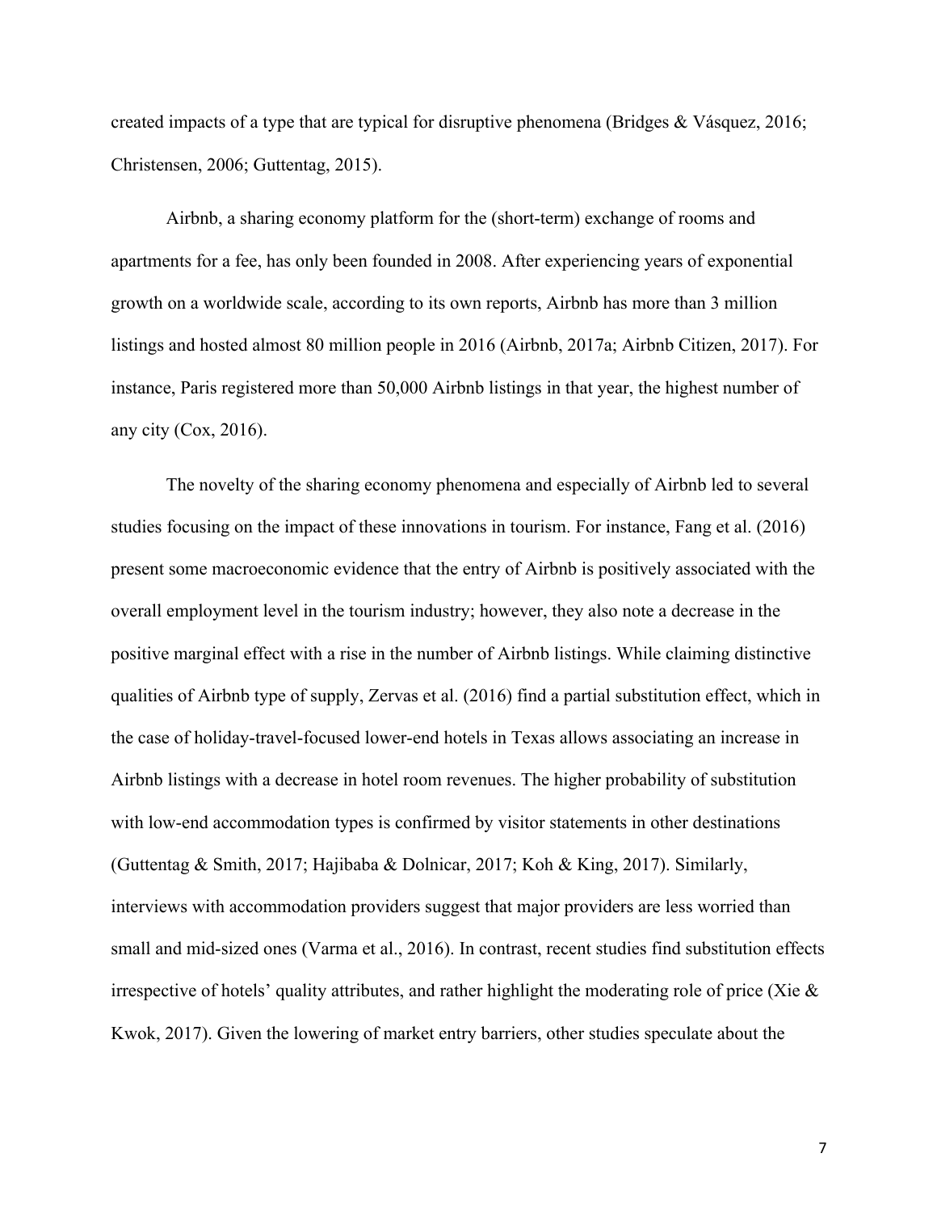created impacts of a type that are typical for disruptive phenomena (Bridges & Vásquez, 2016; Christensen, 2006; Guttentag, 2015).

Airbnb, a sharing economy platform for the (short-term) exchange of rooms and apartments for a fee, has only been founded in 2008. After experiencing years of exponential growth on a worldwide scale, according to its own reports, Airbnb has more than 3 million listings and hosted almost 80 million people in 2016 (Airbnb, 2017a; Airbnb Citizen, 2017). For instance, Paris registered more than 50,000 Airbnb listings in that year, the highest number of any city (Cox, 2016).

The novelty of the sharing economy phenomena and especially of Airbnb led to several studies focusing on the impact of these innovations in tourism. For instance, Fang et al. (2016) present some macroeconomic evidence that the entry of Airbnb is positively associated with the overall employment level in the tourism industry; however, they also note a decrease in the positive marginal effect with a rise in the number of Airbnb listings. While claiming distinctive qualities of Airbnb type of supply, Zervas et al. (2016) find a partial substitution effect, which in the case of holiday-travel-focused lower-end hotels in Texas allows associating an increase in Airbnb listings with a decrease in hotel room revenues. The higher probability of substitution with low-end accommodation types is confirmed by visitor statements in other destinations (Guttentag & Smith, 2017; Hajibaba & Dolnicar, 2017; Koh & King, 2017). Similarly, interviews with accommodation providers suggest that major providers are less worried than small and mid-sized ones (Varma et al., 2016). In contrast, recent studies find substitution effects irrespective of hotels' quality attributes, and rather highlight the moderating role of price (Xie & Kwok, 2017). Given the lowering of market entry barriers, other studies speculate about the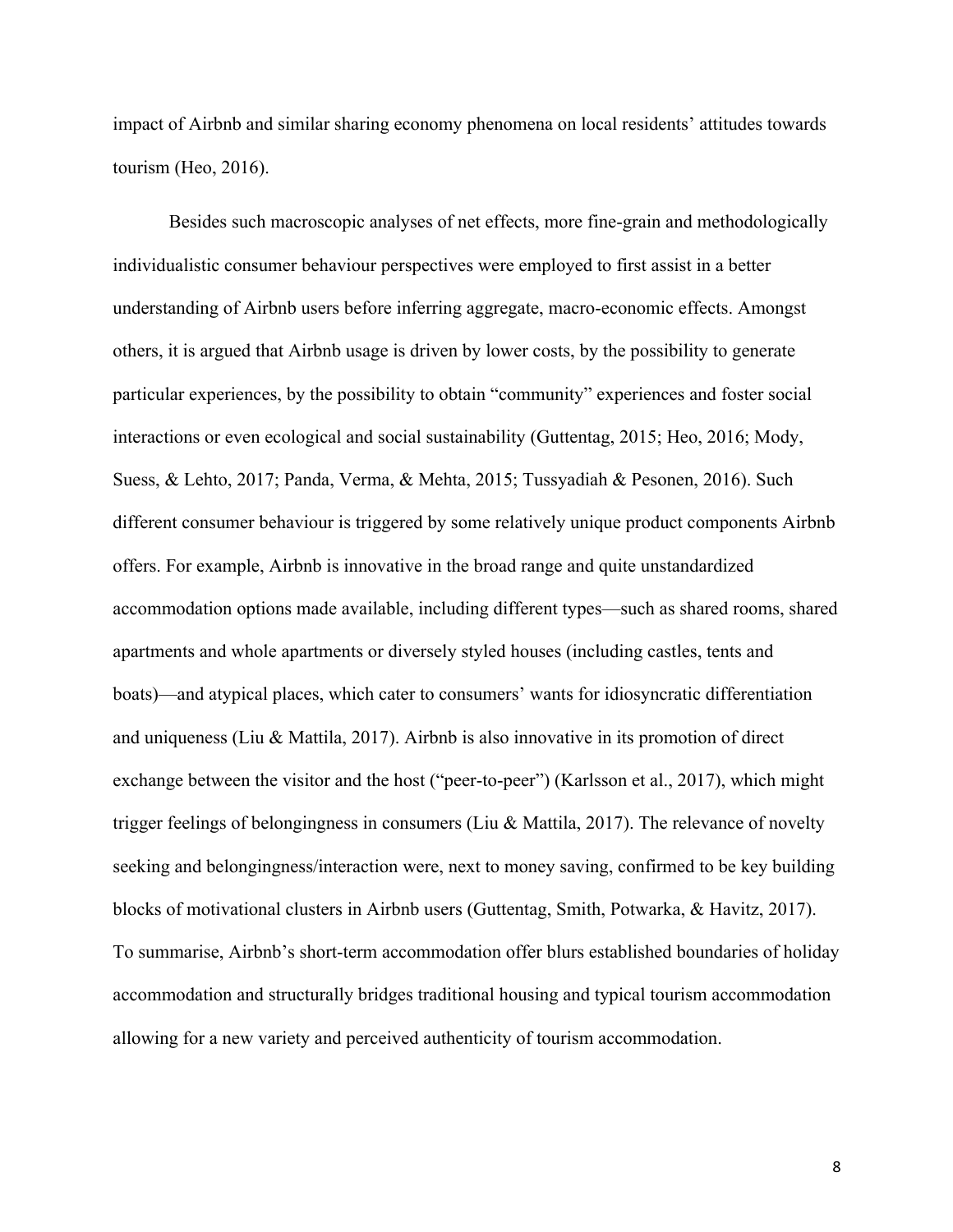impact of Airbnb and similar sharing economy phenomena on local residents' attitudes towards tourism (Heo, 2016).

Besides such macroscopic analyses of net effects, more fine-grain and methodologically individualistic consumer behaviour perspectives were employed to first assist in a better understanding of Airbnb users before inferring aggregate, macro-economic effects. Amongst others, it is argued that Airbnb usage is driven by lower costs, by the possibility to generate particular experiences, by the possibility to obtain "community" experiences and foster social interactions or even ecological and social sustainability (Guttentag, 2015; Heo, 2016; Mody, Suess, & Lehto, 2017; Panda, Verma, & Mehta, 2015; Tussyadiah & Pesonen, 2016). Such different consumer behaviour is triggered by some relatively unique product components Airbnb offers. For example, Airbnb is innovative in the broad range and quite unstandardized accommodation options made available, including different types—such as shared rooms, shared apartments and whole apartments or diversely styled houses (including castles, tents and boats)—and atypical places, which cater to consumers' wants for idiosyncratic differentiation and uniqueness (Liu & Mattila, 2017). Airbnb is also innovative in its promotion of direct exchange between the visitor and the host ("peer-to-peer") (Karlsson et al., 2017), which might trigger feelings of belongingness in consumers (Liu & Mattila, 2017). The relevance of novelty seeking and belongingness/interaction were, next to money saving, confirmed to be key building blocks of motivational clusters in Airbnb users (Guttentag, Smith, Potwarka, & Havitz, 2017). To summarise, Airbnb's short-term accommodation offer blurs established boundaries of holiday accommodation and structurally bridges traditional housing and typical tourism accommodation allowing for a new variety and perceived authenticity of tourism accommodation.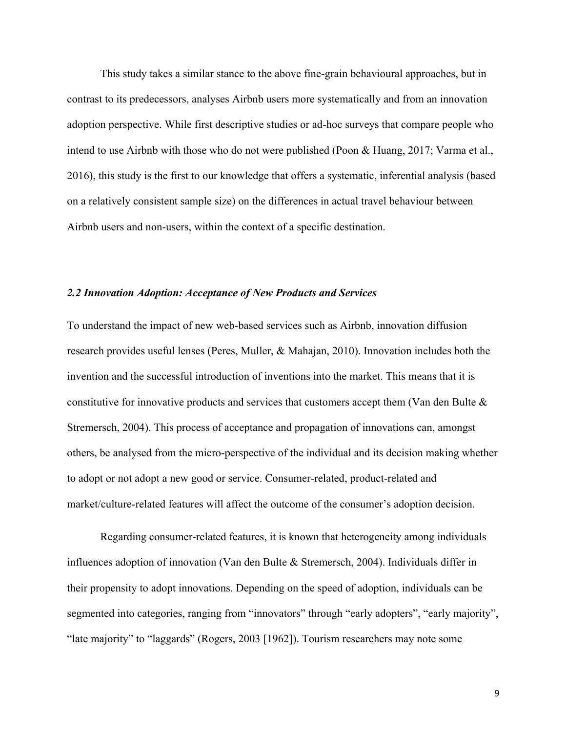This study takes a similar stance to the above fine-grain behavioural approaches, but in contrast to its predecessors, analyses Airbnb users more systematically and from an innovation adoption perspective. While first descriptive studies or ad-hoc surveys that compare people who intend to use Airbnb with those who do not were published (Poon & Huang, 2017; Varma et al., 2016), this study is the first to our knowledge that offers a systematic, inferential analysis (based on a relatively consistent sample size) on the differences in actual travel behaviour between Airbnb users and non-users, within the context of a specific destination.

### *2.2 Innovation Adoption: Acceptance of New Products and Services*

To understand the impact of new web-based services such as Airbnb, innovation diffusion research provides useful lenses (Peres, Muller, & Mahajan, 2010). Innovation includes both the invention and the successful introduction of inventions into the market. This means that it is constitutive for innovative products and services that customers accept them (Van den Bulte & Stremersch, 2004). This process of acceptance and propagation of innovations can, amongst others, be analysed from the micro-perspective of the individual and its decision making whether to adopt or not adopt a new good or service. Consumer-related, product-related and market/culture-related features will affect the outcome of the consumer's adoption decision.

Regarding consumer-related features, it is known that heterogeneity among individuals influences adoption of innovation (Van den Bulte & Stremersch, 2004). Individuals differ in their propensity to adopt innovations. Depending on the speed of adoption, individuals can be segmented into categories, ranging from "innovators" through "early adopters", "early majority", "late majority" to "laggards" (Rogers, 2003 [1962]). Tourism researchers may note some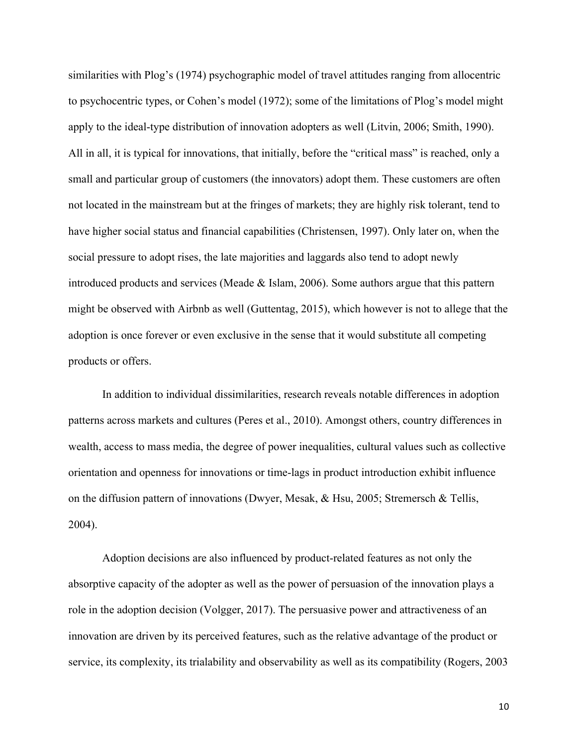similarities with Plog's (1974) psychographic model of travel attitudes ranging from allocentric to psychocentric types, or Cohen's model (1972); some of the limitations of Plog's model might apply to the ideal-type distribution of innovation adopters as well (Litvin, 2006; Smith, 1990). All in all, it is typical for innovations, that initially, before the "critical mass" is reached, only a small and particular group of customers (the innovators) adopt them. These customers are often not located in the mainstream but at the fringes of markets; they are highly risk tolerant, tend to have higher social status and financial capabilities (Christensen, 1997). Only later on, when the social pressure to adopt rises, the late majorities and laggards also tend to adopt newly introduced products and services (Meade & Islam, 2006). Some authors argue that this pattern might be observed with Airbnb as well (Guttentag, 2015), which however is not to allege that the adoption is once forever or even exclusive in the sense that it would substitute all competing products or offers.

In addition to individual dissimilarities, research reveals notable differences in adoption patterns across markets and cultures (Peres et al., 2010). Amongst others, country differences in wealth, access to mass media, the degree of power inequalities, cultural values such as collective orientation and openness for innovations or time-lags in product introduction exhibit influence on the diffusion pattern of innovations (Dwyer, Mesak, & Hsu, 2005; Stremersch & Tellis, 2004).

Adoption decisions are also influenced by product-related features as not only the absorptive capacity of the adopter as well as the power of persuasion of the innovation plays a role in the adoption decision (Volgger, 2017). The persuasive power and attractiveness of an innovation are driven by its perceived features, such as the relative advantage of the product or service, its complexity, its trialability and observability as well as its compatibility (Rogers, 2003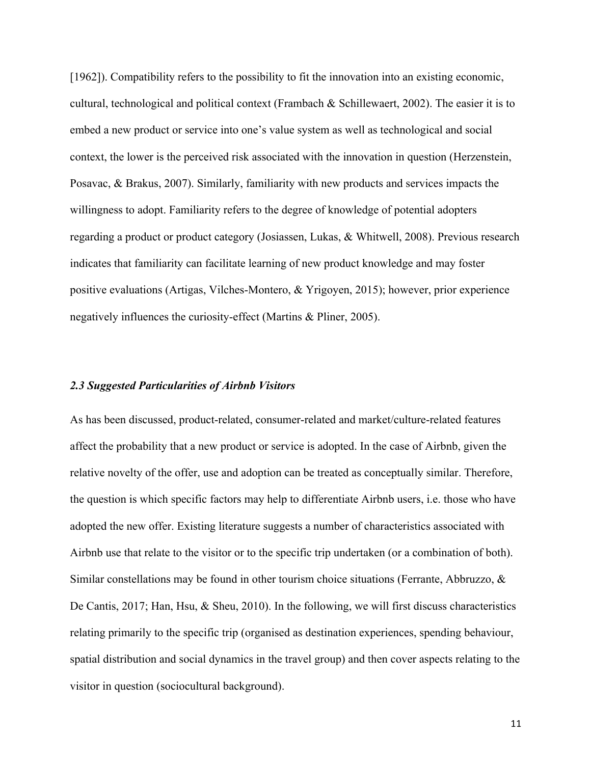[1962]). Compatibility refers to the possibility to fit the innovation into an existing economic, cultural, technological and political context (Frambach & Schillewaert, 2002). The easier it is to embed a new product or service into one's value system as well as technological and social context, the lower is the perceived risk associated with the innovation in question (Herzenstein, Posavac, & Brakus, 2007). Similarly, familiarity with new products and services impacts the willingness to adopt. Familiarity refers to the degree of knowledge of potential adopters regarding a product or product category (Josiassen, Lukas, & Whitwell, 2008). Previous research indicates that familiarity can facilitate learning of new product knowledge and may foster positive evaluations (Artigas, Vilches-Montero, & Yrigoyen, 2015); however, prior experience negatively influences the curiosity-effect (Martins & Pliner, 2005).

### *2.3 Suggested Particularities of Airbnb Visitors*

As has been discussed, product-related, consumer-related and market/culture-related features affect the probability that a new product or service is adopted. In the case of Airbnb, given the relative novelty of the offer, use and adoption can be treated as conceptually similar. Therefore, the question is which specific factors may help to differentiate Airbnb users, i.e. those who have adopted the new offer. Existing literature suggests a number of characteristics associated with Airbnb use that relate to the visitor or to the specific trip undertaken (or a combination of both). Similar constellations may be found in other tourism choice situations (Ferrante, Abbruzzo, & De Cantis, 2017; Han, Hsu, & Sheu, 2010). In the following, we will first discuss characteristics relating primarily to the specific trip (organised as destination experiences, spending behaviour, spatial distribution and social dynamics in the travel group) and then cover aspects relating to the visitor in question (sociocultural background).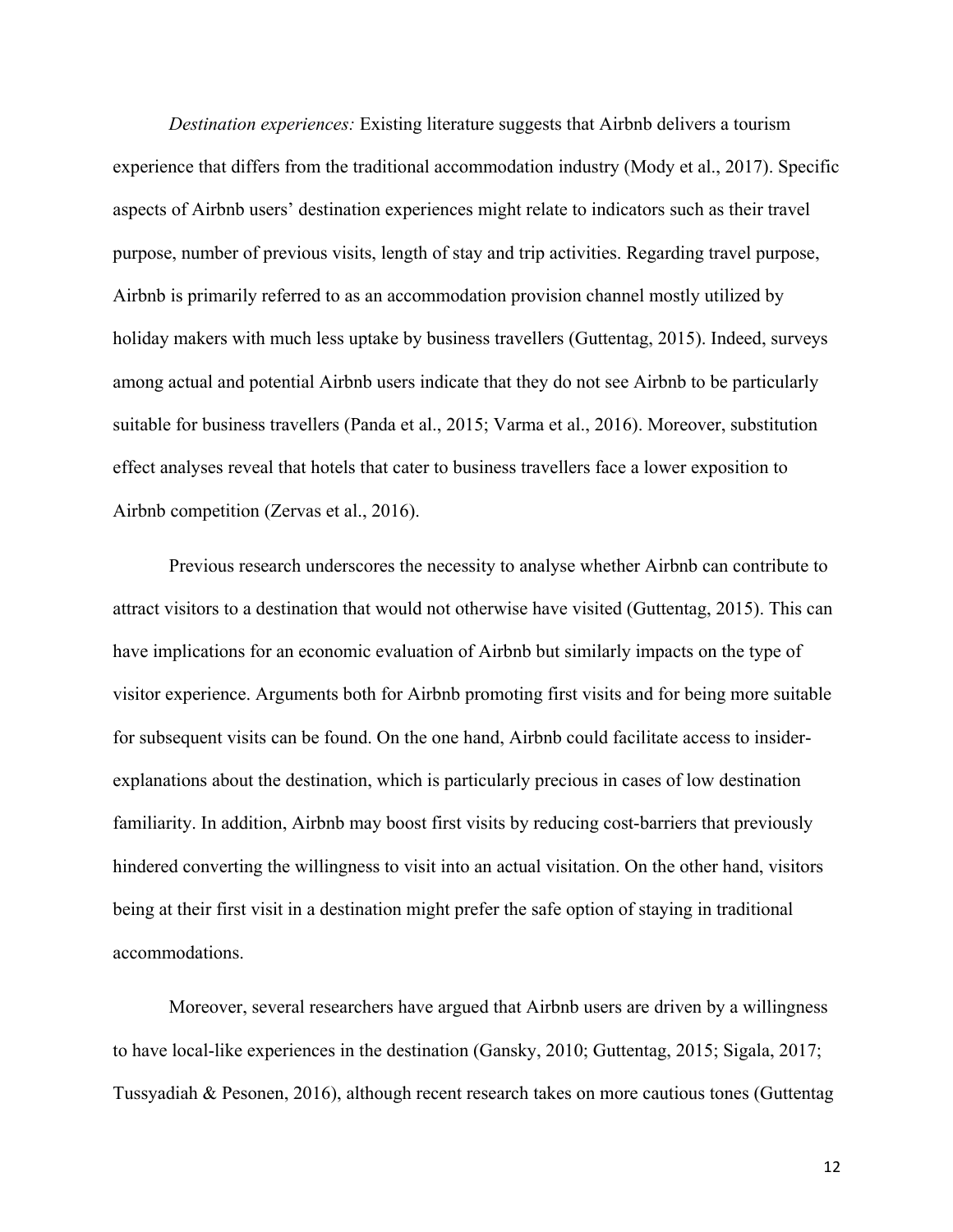*Destination experiences:* Existing literature suggests that Airbnb delivers a tourism experience that differs from the traditional accommodation industry (Mody et al., 2017). Specific aspects of Airbnb users' destination experiences might relate to indicators such as their travel purpose, number of previous visits, length of stay and trip activities. Regarding travel purpose, Airbnb is primarily referred to as an accommodation provision channel mostly utilized by holiday makers with much less uptake by business travellers (Guttentag, 2015). Indeed, surveys among actual and potential Airbnb users indicate that they do not see Airbnb to be particularly suitable for business travellers (Panda et al., 2015; Varma et al., 2016). Moreover, substitution effect analyses reveal that hotels that cater to business travellers face a lower exposition to Airbnb competition (Zervas et al., 2016).

Previous research underscores the necessity to analyse whether Airbnb can contribute to attract visitors to a destination that would not otherwise have visited (Guttentag, 2015). This can have implications for an economic evaluation of Airbnb but similarly impacts on the type of visitor experience. Arguments both for Airbnb promoting first visits and for being more suitable for subsequent visits can be found. On the one hand, Airbnb could facilitate access to insider-explanations about the destination, which is particularly precious in cases of low destination familiarity. In addition, Airbnb may boost first visits by reducing cost-barriers that previously hindered converting the willingness to visit into an actual visitation. On the other hand, visitors being at their first visit in a destination might prefer the safe option of staying in traditional accommodations.

Moreover, several researchers have argued that Airbnb users are driven by a willingness to have local-like experiences in the destination (Gansky, 2010; Guttentag, 2015; Sigala, 2017; Tussyadiah & Pesonen, 2016), although recent research takes on more cautious tones (Guttentag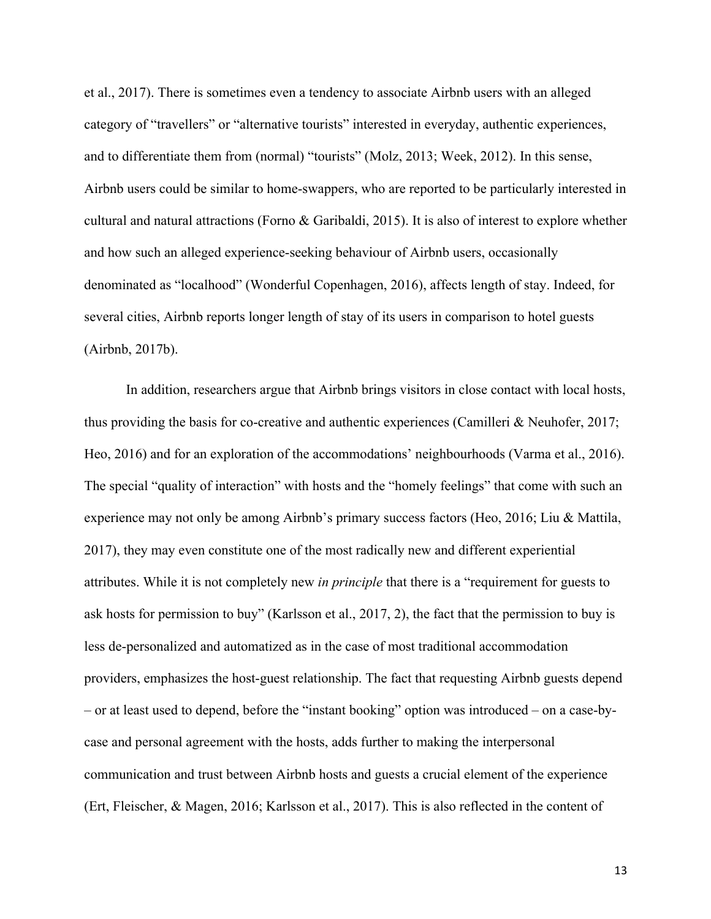et al., 2017). There is sometimes even a tendency to associate Airbnb users with an alleged category of "travellers" or "alternative tourists" interested in everyday, authentic experiences, and to differentiate them from (normal) "tourists" (Molz, 2013; Week, 2012). In this sense, Airbnb users could be similar to home-swappers, who are reported to be particularly interested in cultural and natural attractions (Forno & Garibaldi, 2015). It is also of interest to explore whether and how such an alleged experience-seeking behaviour of Airbnb users, occasionally denominated as "localhood" (Wonderful Copenhagen, 2016), affects length of stay. Indeed, for several cities, Airbnb reports longer length of stay of its users in comparison to hotel guests (Airbnb, 2017b).

In addition, researchers argue that Airbnb brings visitors in close contact with local hosts, thus providing the basis for co-creative and authentic experiences (Camilleri & Neuhofer, 2017; Heo, 2016) and for an exploration of the accommodations' neighbourhoods (Varma et al., 2016). The special "quality of interaction" with hosts and the "homely feelings" that come with such an experience may not only be among Airbnb's primary success factors (Heo, 2016; Liu & Mattila, 2017), they may even constitute one of the most radically new and different experiential attributes. While it is not completely new *in principle* that there is a "requirement for guests to ask hosts for permission to buy" (Karlsson et al., 2017, 2), the fact that the permission to buy is less de-personalized and automatized as in the case of most traditional accommodation providers, emphasizes the host-guest relationship. The fact that requesting Airbnb guests depend – or at least used to depend, before the "instant booking" option was introduced – on a case-by-case and personal agreement with the hosts, adds further to making the interpersonal communication and trust between Airbnb hosts and guests a crucial element of the experience (Ert, Fleischer, & Magen, 2016; Karlsson et al., 2017). This is also reflected in the content of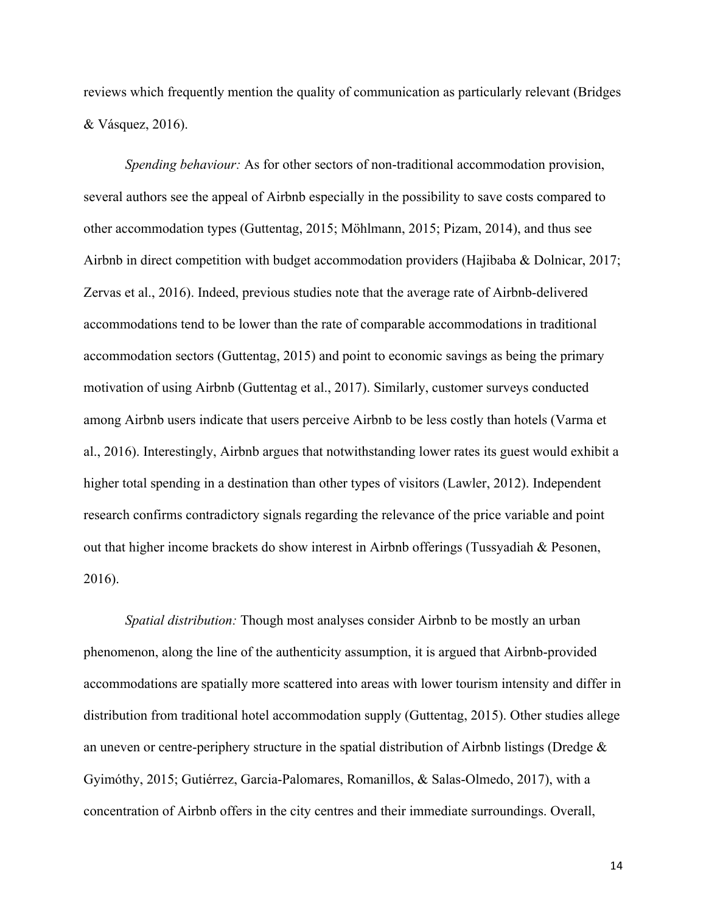reviews which frequently mention the quality of communication as particularly relevant (Bridges & Vásquez, 2016).

*Spending behaviour:* As for other sectors of non-traditional accommodation provision, several authors see the appeal of Airbnb especially in the possibility to save costs compared to other accommodation types (Guttentag, 2015; Möhlmann, 2015; Pizam, 2014), and thus see Airbnb in direct competition with budget accommodation providers (Hajibaba & Dolnicar, 2017; Zervas et al., 2016). Indeed, previous studies note that the average rate of Airbnb-delivered accommodations tend to be lower than the rate of comparable accommodations in traditional accommodation sectors (Guttentag, 2015) and point to economic savings as being the primary motivation of using Airbnb (Guttentag et al., 2017). Similarly, customer surveys conducted among Airbnb users indicate that users perceive Airbnb to be less costly than hotels (Varma et al., 2016). Interestingly, Airbnb argues that notwithstanding lower rates its guest would exhibit a higher total spending in a destination than other types of visitors (Lawler, 2012). Independent research confirms contradictory signals regarding the relevance of the price variable and point out that higher income brackets do show interest in Airbnb offerings (Tussyadiah & Pesonen, 2016).

*Spatial distribution:* Though most analyses consider Airbnb to be mostly an urban phenomenon, along the line of the authenticity assumption, it is argued that Airbnb-provided accommodations are spatially more scattered into areas with lower tourism intensity and differ in distribution from traditional hotel accommodation supply (Guttentag, 2015). Other studies allege an uneven or centre-periphery structure in the spatial distribution of Airbnb listings (Dredge & Gyimóthy, 2015; Gutiérrez, Garcia-Palomares, Romanillos, & Salas-Olmedo, 2017), with a concentration of Airbnb offers in the city centres and their immediate surroundings. Overall,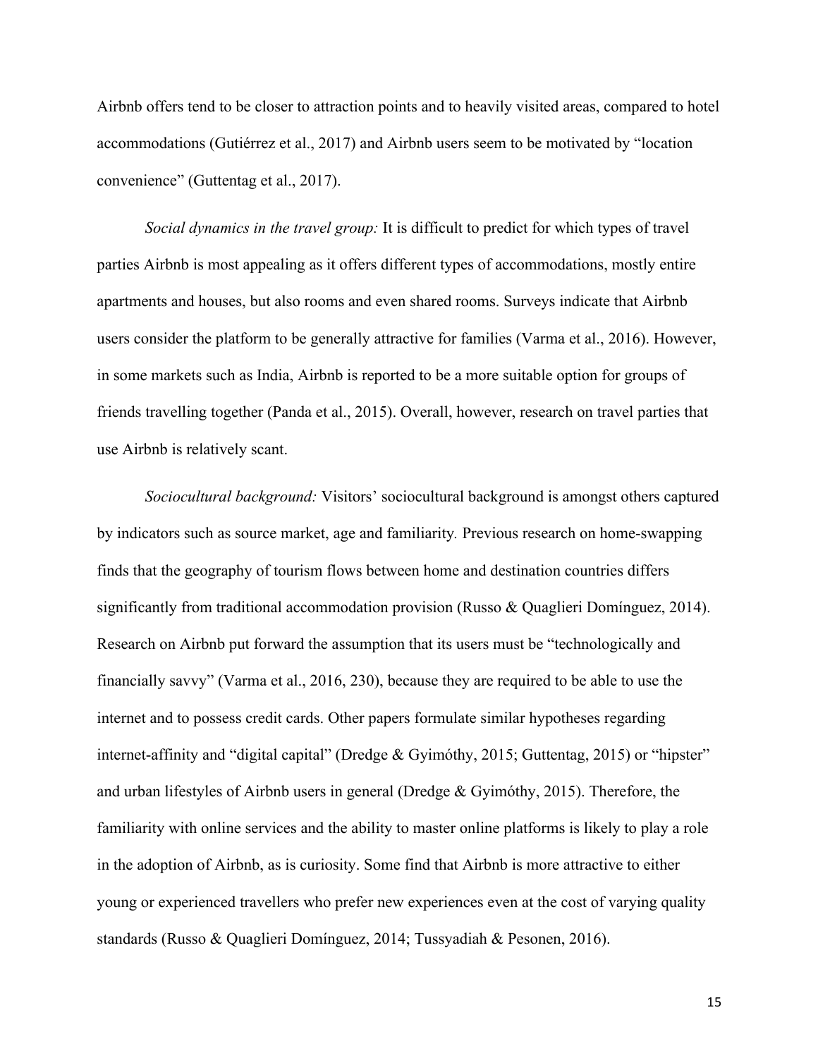Airbnb offers tend to be closer to attraction points and to heavily visited areas, compared to hotel accommodations (Gutiérrez et al., 2017) and Airbnb users seem to be motivated by "location convenience" (Guttentag et al., 2017).

*Social dynamics in the travel group:* It is difficult to predict for which types of travel parties Airbnb is most appealing as it offers different types of accommodations, mostly entire apartments and houses, but also rooms and even shared rooms. Surveys indicate that Airbnb users consider the platform to be generally attractive for families (Varma et al., 2016). However, in some markets such as India, Airbnb is reported to be a more suitable option for groups of friends travelling together (Panda et al., 2015). Overall, however, research on travel parties that use Airbnb is relatively scant.

*Sociocultural background:* Visitors' sociocultural background is amongst others captured by indicators such as source market, age and familiarity. Previous research on home-swapping finds that the geography of tourism flows between home and destination countries differs significantly from traditional accommodation provision (Russo & Quaglieri Domínguez, 2014). Research on Airbnb put forward the assumption that its users must be "technologically and financially savvy" (Varma et al., 2016, 230), because they are required to be able to use the internet and to possess credit cards. Other papers formulate similar hypotheses regarding internet-affinity and "digital capital" (Dredge & Gyimóthy, 2015; Guttentag, 2015) or "hipster" and urban lifestyles of Airbnb users in general (Dredge & Gyimóthy, 2015). Therefore, the familiarity with online services and the ability to master online platforms is likely to play a role in the adoption of Airbnb, as is curiosity. Some find that Airbnb is more attractive to either young or experienced travellers who prefer new experiences even at the cost of varying quality standards (Russo & Quaglieri Domínguez, 2014; Tussyadiah & Pesonen, 2016).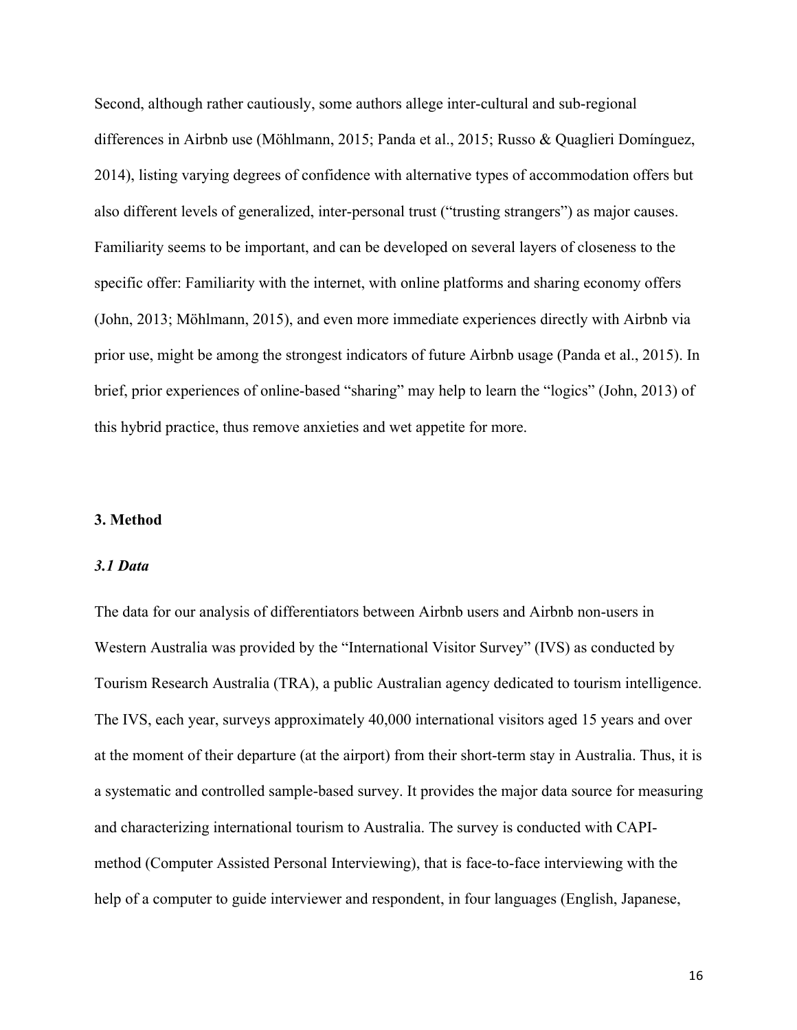Second, although rather cautiously, some authors allege inter-cultural and sub-regional differences in Airbnb use (Möhlmann, 2015; Panda et al., 2015; Russo & Quaglieri Domínguez, 2014), listing varying degrees of confidence with alternative types of accommodation offers but also different levels of generalized, inter-personal trust ("trusting strangers") as major causes. Familiarity seems to be important, and can be developed on several layers of closeness to the specific offer: Familiarity with the internet, with online platforms and sharing economy offers (John, 2013; Möhlmann, 2015), and even more immediate experiences directly with Airbnb via prior use, might be among the strongest indicators of future Airbnb usage (Panda et al., 2015). In brief, prior experiences of online-based "sharing" may help to learn the "logics" (John, 2013) of this hybrid practice, thus remove anxieties and wet appetite for more.

## 3. Method

### *3.1 Data*

The data for our analysis of differentiators between Airbnb users and Airbnb non-users in Western Australia was provided by the "International Visitor Survey" (IVS) as conducted by Tourism Research Australia (TRA), a public Australian agency dedicated to tourism intelligence. The IVS, each year, surveys approximately 40,000 international visitors aged 15 years and over at the moment of their departure (at the airport) from their short-term stay in Australia. Thus, it is a systematic and controlled sample-based survey. It provides the major data source for measuring and characterizing international tourism to Australia. The survey is conducted with CAPI-method (Computer Assisted Personal Interviewing), that is face-to-face interviewing with the help of a computer to guide interviewer and respondent, in four languages (English, Japanese,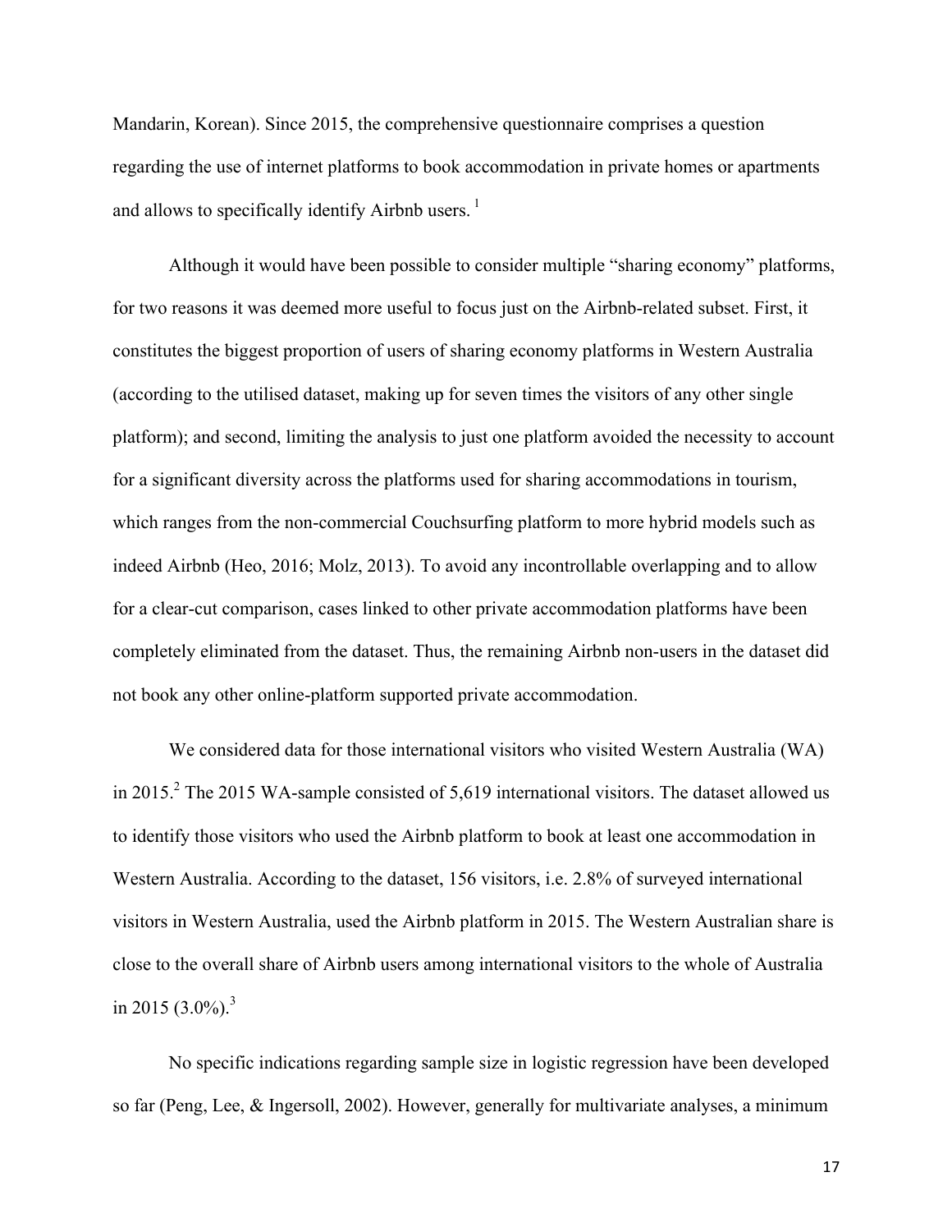Mandarin, Korean). Since 2015, the comprehensive questionnaire comprises a question regarding the use of internet platforms to book accommodation in private homes or apartments and allows to specifically identify Airbnb users. [1]

Although it would have been possible to consider multiple "sharing economy" platforms, for two reasons it was deemed more useful to focus just on the Airbnb-related subset. First, it constitutes the biggest proportion of users of sharing economy platforms in Western Australia (according to the utilised dataset, making up for seven times the visitors of any other single platform); and second, limiting the analysis to just one platform avoided the necessity to account for a significant diversity across the platforms used for sharing accommodations in tourism, which ranges from the non-commercial Couchsurfing platform to more hybrid models such as indeed Airbnb (Heo, 2016; Molz, 2013). To avoid any incontrollable overlapping and to allow for a clear-cut comparison, cases linked to other private accommodation platforms have been completely eliminated from the dataset. Thus, the remaining Airbnb non-users in the dataset did not book any other online-platform supported private accommodation.

We considered data for those international visitors who visited Western Australia (WA) in 2015.[2] The 2015 WA-sample consisted of 5,619 international visitors. The dataset allowed us to identify those visitors who used the Airbnb platform to book at least one accommodation in Western Australia. According to the dataset, 156 visitors, i.e. 2.8% of surveyed international visitors in Western Australia, used the Airbnb platform in 2015. The Western Australian share is close to the overall share of Airbnb users among international visitors to the whole of Australia in 2015 (3.0%).[3]

No specific indications regarding sample size in logistic regression have been developed so far (Peng, Lee, & Ingersoll, 2002). However, generally for multivariate analyses, a minimum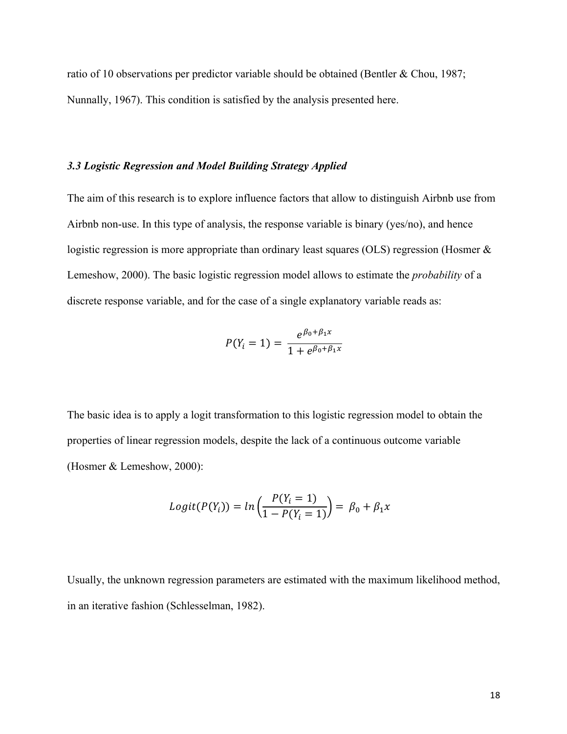ratio of 10 observations per predictor variable should be obtained (Bentler & Chou, 1987; Nunnally, 1967). This condition is satisfied by the analysis presented here.

### *3.3 Logistic Regression and Model Building Strategy Applied*

The aim of this research is to explore influence factors that allow to distinguish Airbnb use from Airbnb non-use. In this type of analysis, the response variable is binary (yes/no), and hence logistic regression is more appropriate than ordinary least squares (OLS) regression (Hosmer & Lemeshow, 2000). The basic logistic regression model allows to estimate the *probability* of a discrete response variable, and for the case of a single explanatory variable reads as:

$$P(Y_i = 1) = \frac{e^{\beta_0 + \beta_1 x}}{1 + e^{\beta_0 + \beta_1 x}}$$

The basic idea is to apply a logit transformation to this logistic regression model to obtain the properties of linear regression models, despite the lack of a continuous outcome variable (Hosmer & Lemeshow, 2000):

$$Logit(P(Y_i)) = ln\left(\frac{P(Y_i = 1)}{1 - P(Y_i = 1)}\right) = \beta_0 + \beta_1 x$$

Usually, the unknown regression parameters are estimated with the maximum likelihood method, in an iterative fashion (Schlesselman, 1982).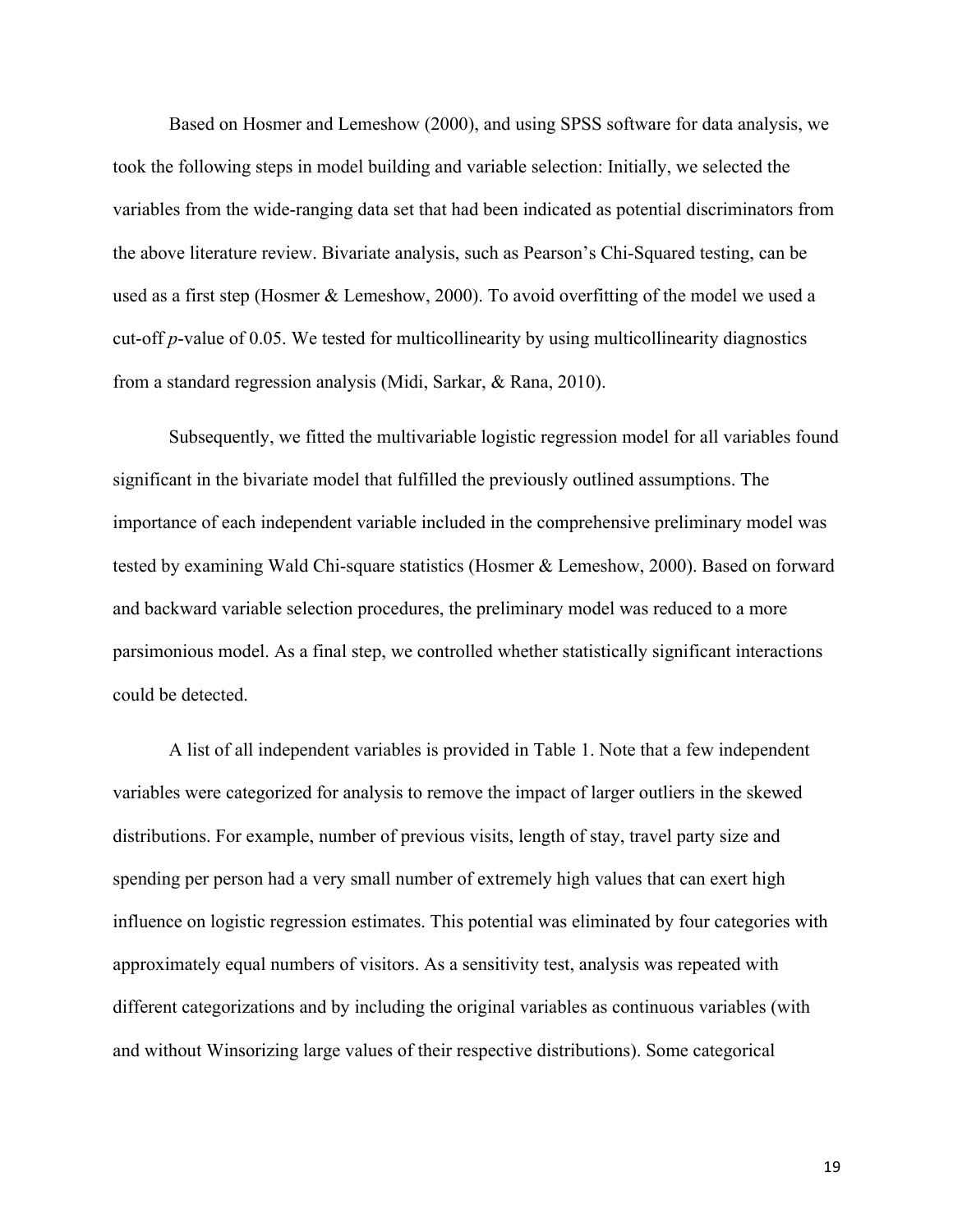Based on Hosmer and Lemeshow (2000), and using SPSS software for data analysis, we took the following steps in model building and variable selection: Initially, we selected the variables from the wide-ranging data set that had been indicated as potential discriminators from the above literature review. Bivariate analysis, such as Pearson's Chi-Squared testing, can be used as a first step (Hosmer & Lemeshow, 2000). To avoid overfitting of the model we used a cut-off $p$-value of 0.05. We tested for multicollinearity by using multicollinearity diagnostics from a standard regression analysis (Midi, Sarkar, & Rana, 2010).

Subsequently, we fitted the multivariable logistic regression model for all variables found significant in the bivariate model that fulfilled the previously outlined assumptions. The importance of each independent variable included in the comprehensive preliminary model was tested by examining Wald Chi-square statistics (Hosmer & Lemeshow, 2000). Based on forward and backward variable selection procedures, the preliminary model was reduced to a more parsimonious model. As a final step, we controlled whether statistically significant interactions could be detected.

A list of all independent variables is provided in Table 1. Note that a few independent variables were categorized for analysis to remove the impact of larger outliers in the skewed distributions. For example, number of previous visits, length of stay, travel party size and spending per person had a very small number of extremely high values that can exert high influence on logistic regression estimates. This potential was eliminated by four categories with approximately equal numbers of visitors. As a sensitivity test, analysis was repeated with different categorizations and by including the original variables as continuous variables (with and without Winsorizing large values of their respective distributions). Some categorical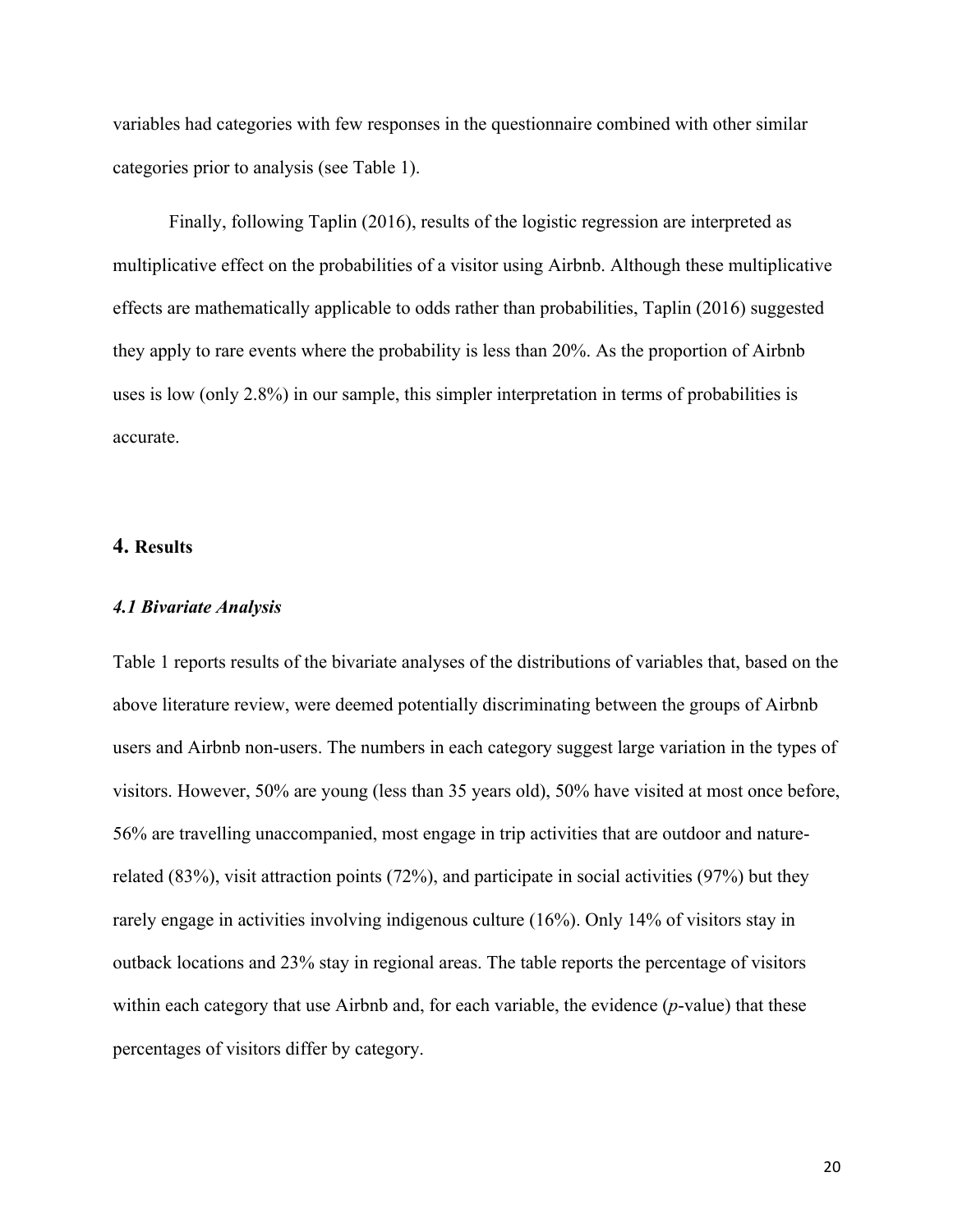variables had categories with few responses in the questionnaire combined with other similar categories prior to analysis (see Table 1).

Finally, following Taplin (2016), results of the logistic regression are interpreted as multiplicative effect on the probabilities of a visitor using Airbnb. Although these multiplicative effects are mathematically applicable to odds rather than probabilities, Taplin (2016) suggested they apply to rare events where the probability is less than 20%. As the proportion of Airbnb uses is low (only 2.8%) in our sample, this simpler interpretation in terms of probabilities is accurate.

## 4. Results

### *4.1 Bivariate Analysis*

Table 1 reports results of the bivariate analyses of the distributions of variables that, based on the above literature review, were deemed potentially discriminating between the groups of Airbnb users and Airbnb non-users. The numbers in each category suggest large variation in the types of visitors. However, 50% are young (less than 35 years old), 50% have visited at most once before, 56% are travelling unaccompanied, most engage in trip activities that are outdoor and nature-related (83%), visit attraction points (72%), and participate in social activities (97%) but they rarely engage in activities involving indigenous culture (16%). Only 14% of visitors stay in outback locations and 23% stay in regional areas. The table reports the percentage of visitors within each category that use Airbnb and, for each variable, the evidence (*p*-value) that these percentages of visitors differ by category.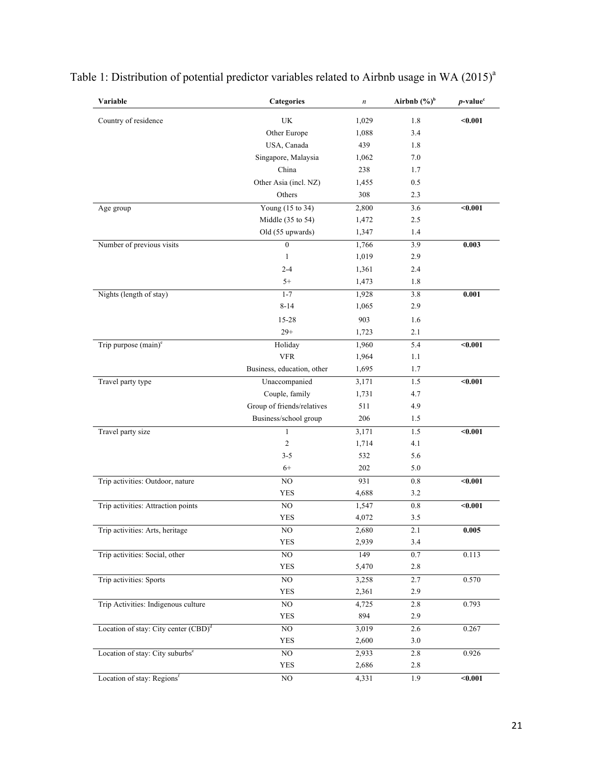Table 1: Distribution of potential predictor variables related to Airbnb usage in WA (2015)[a]

| Variable | Categories | *n* | Airbnb (%)[b] | *p*-value[c] |
|---|---|---|---|---|
| Country of residence | UK | 1,029 | 1.8 | **<0.001** |
| | Other Europe | 1,088 | 3.4 | |
| | USA, Canada | 439 | 1.8 | |
| | Singapore, Malaysia | 1,062 | 7.0 | |
| | China | 238 | 1.7 | |
| | Other Asia (incl. NZ) | 1,455 | 0.5 | |
| | Others | 308 | 2.3 | |
| Age group | Young (15 to 34) | 2,800 | 3.6 | **<0.001** |
| | Middle (35 to 54) | 1,472 | 2.5 | |
| | Old (55 upwards) | 1,347 | 1.4 | |
| Number of previous visits | 0 | 1,766 | 3.9 | **0.003** |
| | 1 | 1,019 | 2.9 | |
| | 2-4 | 1,361 | 2.4 | |
| | 5+ | 1,473 | 1.8 | |
| Nights (length of stay) | 1-7 | 1,928 | 3.8 | **0.001** |
| | 8-14 | 1,065 | 2.9 | |
| | 15-28 | 903 | 1.6 | |
| | 29+ | 1,723 | 2.1 | |
| Trip purpose (main)[c] | Holiday | 1,960 | 5.4 | **<0.001** |
| | VFR | 1,964 | 1.1 | |
| | Business, education, other | 1,695 | 1.7 | |
| Travel party type | Unaccompanied | 3,171 | 1.5 | **<0.001** |
| | Couple, family | 1,731 | 4.7 | |
| | Group of friends/relatives | 511 | 4.9 | |
| | Business/school group | 206 | 1.5 | |
| Travel party size | 1 | 3,171 | 1.5 | **<0.001** |
| | 2 | 1,714 | 4.1 | |
| | 3-5 | 532 | 5.6 | |
| | 6+ | 202 | 5.0 | |
| Trip activities: Outdoor, nature | NO | 931 | 0.8 | **<0.001** |
| | YES | 4,688 | 3.2 | |
| Trip activities: Attraction points | NO | 1,547 | 0.8 | **<0.001** |
| | YES | 4,072 | 3.5 | |
| Trip activities: Arts, heritage | NO | 2,680 | 2.1 | **0.005** |
| | YES | 2,939 | 3.4 | |
| Trip activities: Social, other | NO | 149 | 0.7 | 0.113 |
| | YES | 5,470 | 2.8 | |
| Trip activities: Sports | NO | 3,258 | 2.7 | 0.570 |
| | YES | 2,361 | 2.9 | |
| Trip Activities: Indigenous culture | NO | 4,725 | 2.8 | 0.793 |
| | YES | 894 | 2.9 | |
| Location of stay: City center (CBD)[d] | NO | 3,019 | 2.6 | 0.267 |
| | YES | 2,600 | 3.0 | |
| Location of stay: City suburbs[e] | NO | 2,933 | 2.8 | 0.926 |
| | YES | 2,686 | 2.8 | |
| Location of stay: Regions[f] | NO | 4,331 | 1.9 | **<0.001** |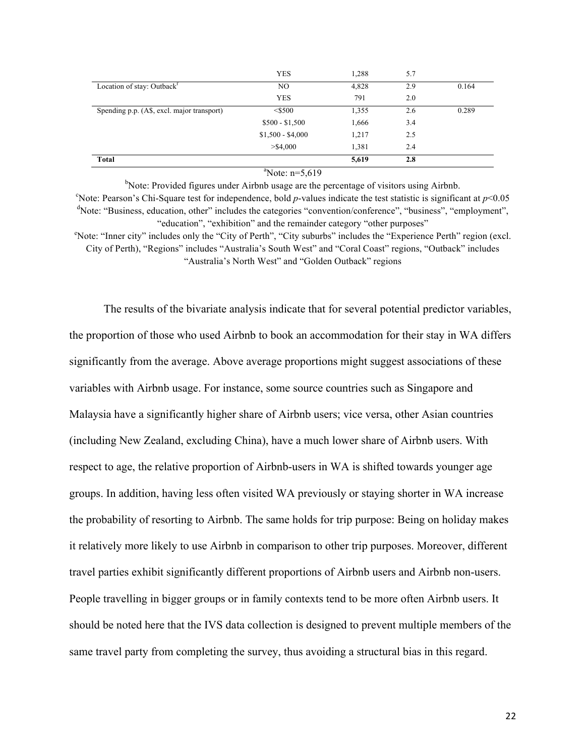| | | | | |
|---|---|---|---|---|
| | YES | 1,288 | 5.7 | |
| Location of stay: Outback[f] | NO | 4,828 | 2.9 | 0.164 |
| | YES | 791 | 2.0 | |
| Spending p.p. (A$, excl. major transport) | <$500 | 1,355 | 2.6 | 0.289 |
| | $500 - $1,500 | 1,666 | 3.4 | |
| | $1,500 - $4,000 | 1,217 | 2.5 | |
| | >$4,000 | 1,381 | 2.4 | |
| **Total** | | **5,619** | **2.8** | |

[a]Note: n=5,619

[b]Note: Provided figures under Airbnb usage are the percentage of visitors using Airbnb.

[c]Note: Pearson's Chi-Square test for independence, bold *p*-values indicate the test statistic is significant at $p<0.05$

[d]Note: "Business, education, other" includes the categories "convention/conference", "business", "employment", "education", "exhibition" and the remainder category "other purposes"

[e]Note: "Inner city" includes only the "City of Perth", "City suburbs" includes the "Experience Perth" region (excl. City of Perth), "Regions" includes "Australia's South West" and "Coral Coast" regions, "Outback" includes "Australia's North West" and "Golden Outback" regions

The results of the bivariate analysis indicate that for several potential predictor variables, the proportion of those who used Airbnb to book an accommodation for their stay in WA differs significantly from the average. Above average proportions might suggest associations of these variables with Airbnb usage. For instance, some source countries such as Singapore and Malaysia have a significantly higher share of Airbnb users; vice versa, other Asian countries (including New Zealand, excluding China), have a much lower share of Airbnb users. With respect to age, the relative proportion of Airbnb-users in WA is shifted towards younger age groups. In addition, having less often visited WA previously or staying shorter in WA increase the probability of resorting to Airbnb. The same holds for trip purpose: Being on holiday makes it relatively more likely to use Airbnb in comparison to other trip purposes. Moreover, different travel parties exhibit significantly different proportions of Airbnb users and Airbnb non-users. People travelling in bigger groups or in family contexts tend to be more often Airbnb users. It should be noted here that the IVS data collection is designed to prevent multiple members of the same travel party from completing the survey, thus avoiding a structural bias in this regard.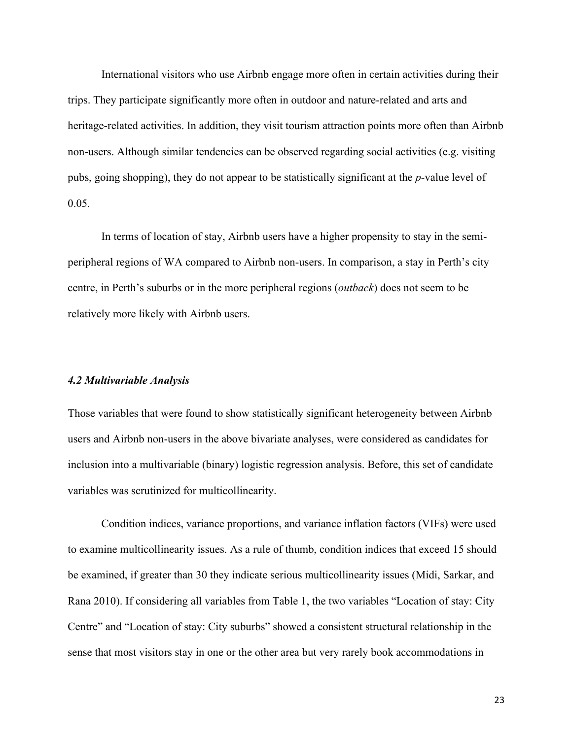International visitors who use Airbnb engage more often in certain activities during their trips. They participate significantly more often in outdoor and nature-related and arts and heritage-related activities. In addition, they visit tourism attraction points more often than Airbnb non-users. Although similar tendencies can be observed regarding social activities (e.g. visiting pubs, going shopping), they do not appear to be statistically significant at the *p*-value level of 0.05.

In terms of location of stay, Airbnb users have a higher propensity to stay in the semi-peripheral regions of WA compared to Airbnb non-users. In comparison, a stay in Perth's city centre, in Perth's suburbs or in the more peripheral regions (*outback*) does not seem to be relatively more likely with Airbnb users.

### *4.2 Multivariable Analysis*

Those variables that were found to show statistically significant heterogeneity between Airbnb users and Airbnb non-users in the above bivariate analyses, were considered as candidates for inclusion into a multivariable (binary) logistic regression analysis. Before, this set of candidate variables was scrutinized for multicollinearity.

Condition indices, variance proportions, and variance inflation factors (VIFs) were used to examine multicollinearity issues. As a rule of thumb, condition indices that exceed 15 should be examined, if greater than 30 they indicate serious multicollinearity issues (Midi, Sarkar, and Rana 2010). If considering all variables from Table 1, the two variables "Location of stay: City Centre" and "Location of stay: City suburbs" showed a consistent structural relationship in the sense that most visitors stay in one or the other area but very rarely book accommodations in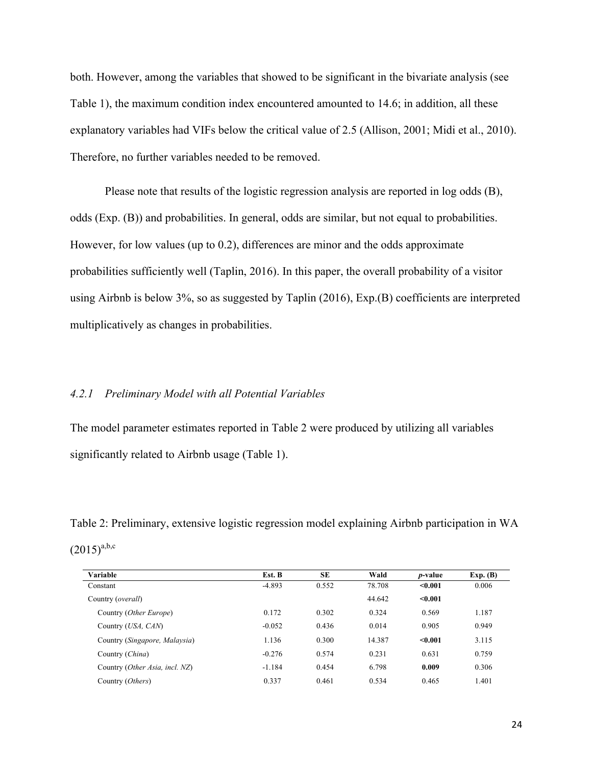both. However, among the variables that showed to be significant in the bivariate analysis (see Table 1), the maximum condition index encountered amounted to 14.6; in addition, all these explanatory variables had VIFs below the critical value of 2.5 (Allison, 2001; Midi et al., 2010). Therefore, no further variables needed to be removed.

Please note that results of the logistic regression analysis are reported in log odds (B), odds (Exp. (B)) and probabilities. In general, odds are similar, but not equal to probabilities. However, for low values (up to 0.2), differences are minor and the odds approximate probabilities sufficiently well (Taplin, 2016). In this paper, the overall probability of a visitor using Airbnb is below 3%, so as suggested by Taplin (2016), Exp.(B) coefficients are interpreted multiplicatively as changes in probabilities.

### *4.2.1 Preliminary Model with all Potential Variables*

The model parameter estimates reported in Table 2 were produced by utilizing all variables significantly related to Airbnb usage (Table 1).

Table 2: Preliminary, extensive logistic regression model explaining Airbnb participation in WA (2015)[a,b,c]

| Variable | Est. B | SE | Wald | *p*-value | Exp. (B) |
|---|---|---|---|---|---|
| Constant | -4.893 | 0.552 | 78.708 | **<0.001** | 0.006 |
| Country (*overall*) | | | 44.642 | **<0.001** | |
| Country (*Other Europe*) | 0.172 | 0.302 | 0.324 | 0.569 | 1.187 |
| Country (*USA, CAN*) | -0.052 | 0.436 | 0.014 | 0.905 | 0.949 |
| Country (*Singapore, Malaysia*) | 1.136 | 0.300 | 14.387 | **<0.001** | 3.115 |
| Country (*China*) | -0.276 | 0.574 | 0.231 | 0.631 | 0.759 |
| Country (*Other Asia, incl. NZ*) | -1.184 | 0.454 | 6.798 | **0.009** | 0.306 |
| Country (*Others*) | 0.337 | 0.461 | 0.534 | 0.465 | 1.401 |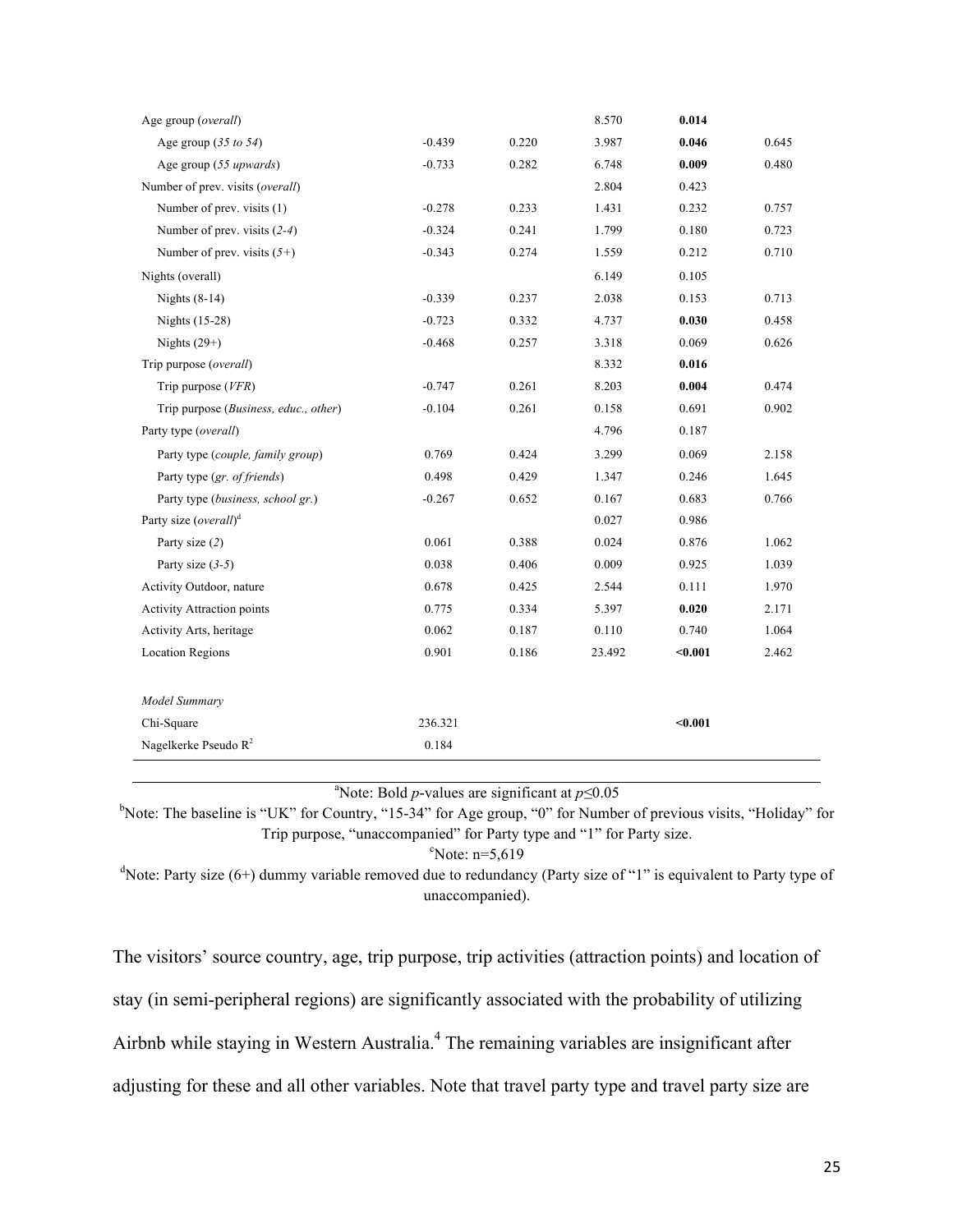| | | | | | |
|---|---|---|---|---|---|
| Age group (*overall*) | | | 8.570 | **0.014** | |
| Age group (*35 to 54*) | -0.439 | 0.220 | 3.987 | **0.046** | 0.645 |
| Age group (*55 upwards*) | -0.733 | 0.282 | 6.748 | **0.009** | 0.480 |
| Number of prev. visits (*overall*) | | | 2.804 | 0.423 | |
| Number of prev. visits (1) | -0.278 | 0.233 | 1.431 | 0.232 | 0.757 |
| Number of prev. visits (*2-4*) | -0.324 | 0.241 | 1.799 | 0.180 | 0.723 |
| Number of prev. visits (*5+*) | -0.343 | 0.274 | 1.559 | 0.212 | 0.710 |
| Nights (overall) | | | 6.149 | 0.105 | |
| Nights (8-14) | -0.339 | 0.237 | 2.038 | 0.153 | 0.713 |
| Nights (15-28) | -0.723 | 0.332 | 4.737 | **0.030** | 0.458 |
| Nights (29+) | -0.468 | 0.257 | 3.318 | 0.069 | 0.626 |
| Trip purpose (*overall*) | | | 8.332 | **0.016** | |
| Trip purpose (*VFR*) | -0.747 | 0.261 | 8.203 | **0.004** | 0.474 |
| Trip purpose (*Business, educ., other*) | -0.104 | 0.261 | 0.158 | 0.691 | 0.902 |
| Party type (*overall*) | | | 4.796 | 0.187 | |
| Party type (*couple, family group*) | 0.769 | 0.424 | 3.299 | 0.069 | 2.158 |
| Party type (*gr. of friends*) | 0.498 | 0.429 | 1.347 | 0.246 | 1.645 |
| Party type (*business, school gr.*) | -0.267 | 0.652 | 0.167 | 0.683 | 0.766 |
| Party size (*overall*)[d] | | | 0.027 | 0.986 | |
| Party size (*2*) | 0.061 | 0.388 | 0.024 | 0.876 | 1.062 |
| Party size (*3-5*) | 0.038 | 0.406 | 0.009 | 0.925 | 1.039 |
| Activity Outdoor, nature | 0.678 | 0.425 | 2.544 | 0.111 | 1.970 |
| Activity Attraction points | 0.775 | 0.334 | 5.397 | **0.020** | 2.171 |
| Activity Arts, heritage | 0.062 | 0.187 | 0.110 | 0.740 | 1.064 |
| Location Regions | 0.901 | 0.186 | 23.492 | **<0.001** | 2.462 |
| | | | | | |
| *Model Summary* | | | | | |
| Chi-Square | 236.321 | | | **<0.001** | |
| Nagelkerke Pseudo $R^2$ | 0.184 | | | | |

[a]Note: Bold *p*-values are significant at $p \leq 0.05$

[b]Note: The baseline is "UK" for Country, "15-34" for Age group, "0" for Number of previous visits, "Holiday" for Trip purpose, "unaccompanied" for Party type and "1" for Party size.

[c]Note: n=5,619

[d]Note: Party size (6+) dummy variable removed due to redundancy (Party size of "1" is equivalent to Party type of unaccompanied).

The visitors' source country, age, trip purpose, trip activities (attraction points) and location of stay (in semi-peripheral regions) are significantly associated with the probability of utilizing Airbnb while staying in Western Australia.[4] The remaining variables are insignificant after adjusting for these and all other variables. Note that travel party type and travel party size are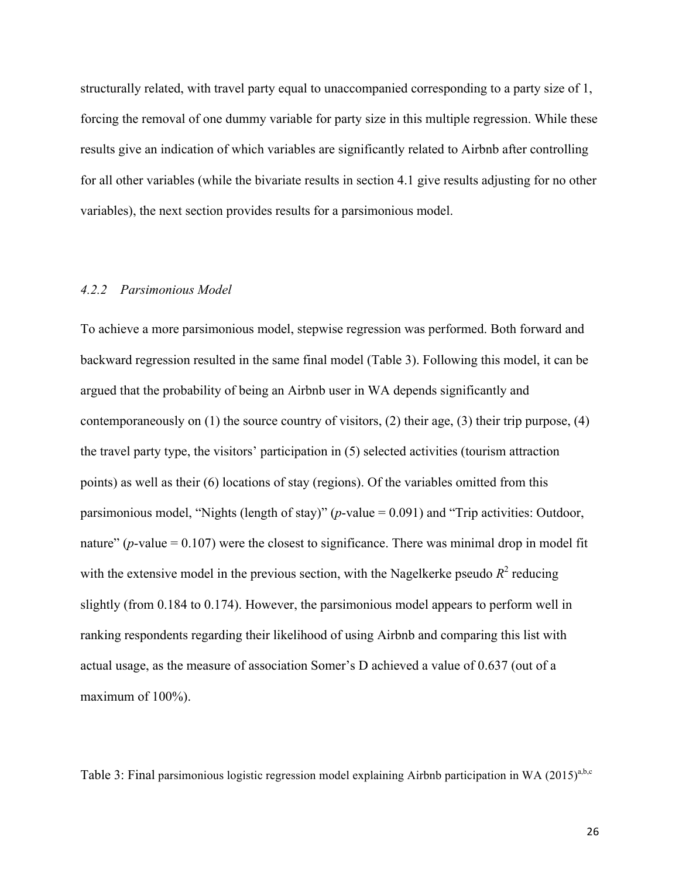structurally related, with travel party equal to unaccompanied corresponding to a party size of 1, forcing the removal of one dummy variable for party size in this multiple regression. While these results give an indication of which variables are significantly related to Airbnb after controlling for all other variables (while the bivariate results in section 4.1 give results adjusting for no other variables), the next section provides results for a parsimonious model.

### *4.2.2 Parsimonious Model*

To achieve a more parsimonious model, stepwise regression was performed. Both forward and backward regression resulted in the same final model (Table 3). Following this model, it can be argued that the probability of being an Airbnb user in WA depends significantly and contemporaneously on (1) the source country of visitors, (2) their age, (3) their trip purpose, (4) the travel party type, the visitors' participation in (5) selected activities (tourism attraction points) as well as their (6) locations of stay (regions). Of the variables omitted from this parsimonious model, "Nights (length of stay)" ($p$-value = 0.091) and "Trip activities: Outdoor, nature" ($p$-value = 0.107) were the closest to significance. There was minimal drop in model fit with the extensive model in the previous section, with the Nagelkerke pseudo $R^2$ reducing slightly (from 0.184 to 0.174). However, the parsimonious model appears to perform well in ranking respondents regarding their likelihood of using Airbnb and comparing this list with actual usage, as the measure of association Somer's D achieved a value of 0.637 (out of a maximum of 100%).

Table 3: Final parsimonious logistic regression model explaining Airbnb participation in WA (2015)[a,b,c]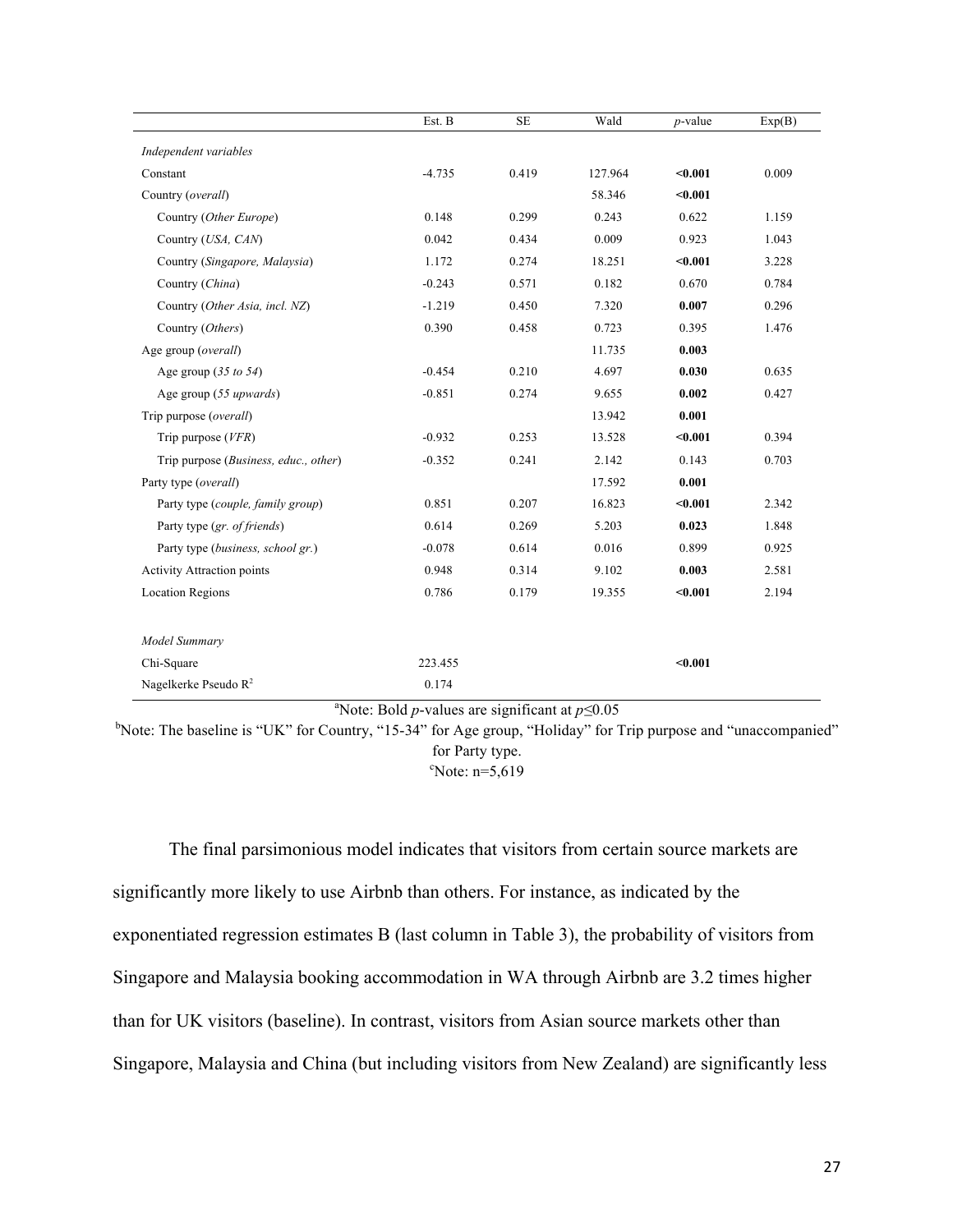| | Est. B | SE | Wald | *p*-value | Exp(B) |
|---|---|---|---|---|---|
| *Independent variables* | | | | | |
| Constant | -4.735 | 0.419 | 127.964 | **<0.001** | 0.009 |
| Country (*overall*) | | | 58.346 | **<0.001** | |
| Country (*Other Europe*) | 0.148 | 0.299 | 0.243 | 0.622 | 1.159 |
| Country (*USA, CAN*) | 0.042 | 0.434 | 0.009 | 0.923 | 1.043 |
| Country (*Singapore, Malaysia*) | 1.172 | 0.274 | 18.251 | **<0.001** | 3.228 |
| Country (*China*) | -0.243 | 0.571 | 0.182 | 0.670 | 0.784 |
| Country (*Other Asia, incl. NZ*) | -1.219 | 0.450 | 7.320 | **0.007** | 0.296 |
| Country (*Others*) | 0.390 | 0.458 | 0.723 | 0.395 | 1.476 |
| Age group (*overall*) | | | 11.735 | **0.003** | |
| Age group (*35 to 54*) | -0.454 | 0.210 | 4.697 | **0.030** | 0.635 |
| Age group (*55 upwards*) | -0.851 | 0.274 | 9.655 | **0.002** | 0.427 |
| Trip purpose (*overall*) | | | 13.942 | **0.001** | |
| Trip purpose (*VFR*) | -0.932 | 0.253 | 13.528 | **<0.001** | 0.394 |
| Trip purpose (*Business, educ., other*) | -0.352 | 0.241 | 2.142 | 0.143 | 0.703 |
| Party type (*overall*) | | | 17.592 | **0.001** | |
| Party type (*couple, family group*) | 0.851 | 0.207 | 16.823 | **<0.001** | 2.342 |
| Party type (*gr. of friends*) | 0.614 | 0.269 | 5.203 | **0.023** | 1.848 |
| Party type (*business, school gr.*) | -0.078 | 0.614 | 0.016 | 0.899 | 0.925 |
| Activity Attraction points | 0.948 | 0.314 | 9.102 | **0.003** | 2.581 |
| Location Regions | 0.786 | 0.179 | 19.355 | **<0.001** | 2.194 |
| | | | | | |
| *Model Summary* | | | | | |
| Chi-Square | 223.455 | | | **<0.001** | |
| Nagelkerke Pseudo $R^2$ | 0.174 | | | | |

[a]Note: Bold *p*-values are significant at $p \leq 0.05$

[b]Note: The baseline is "UK" for Country, "15-34" for Age group, "Holiday" for Trip purpose and "unaccompanied" for Party type.

[c]Note: n=5,619

The final parsimonious model indicates that visitors from certain source markets are significantly more likely to use Airbnb than others. For instance, as indicated by the exponentiated regression estimates B (last column in Table 3), the probability of visitors from Singapore and Malaysia booking accommodation in WA through Airbnb are 3.2 times higher than for UK visitors (baseline). In contrast, visitors from Asian source markets other than Singapore, Malaysia and China (but including visitors from New Zealand) are significantly less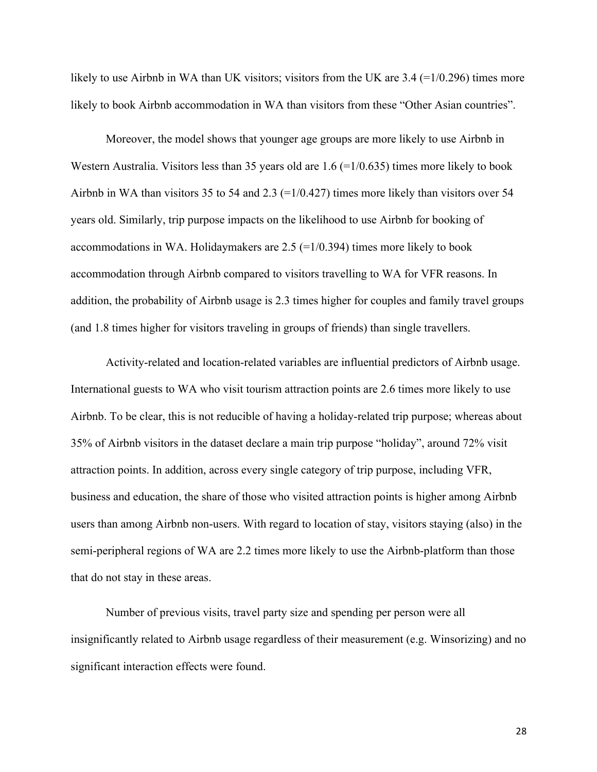likely to use Airbnb in WA than UK visitors; visitors from the UK are 3.4 (=1/0.296) times more likely to book Airbnb accommodation in WA than visitors from these "Other Asian countries".

Moreover, the model shows that younger age groups are more likely to use Airbnb in Western Australia. Visitors less than 35 years old are 1.6 (=1/0.635) times more likely to book Airbnb in WA than visitors 35 to 54 and 2.3 (=1/0.427) times more likely than visitors over 54 years old. Similarly, trip purpose impacts on the likelihood to use Airbnb for booking of accommodations in WA. Holidaymakers are 2.5 (=1/0.394) times more likely to book accommodation through Airbnb compared to visitors travelling to WA for VFR reasons. In addition, the probability of Airbnb usage is 2.3 times higher for couples and family travel groups (and 1.8 times higher for visitors traveling in groups of friends) than single travellers.

Activity-related and location-related variables are influential predictors of Airbnb usage. International guests to WA who visit tourism attraction points are 2.6 times more likely to use Airbnb. To be clear, this is not reducible of having a holiday-related trip purpose; whereas about 35% of Airbnb visitors in the dataset declare a main trip purpose "holiday", around 72% visit attraction points. In addition, across every single category of trip purpose, including VFR, business and education, the share of those who visited attraction points is higher among Airbnb users than among Airbnb non-users. With regard to location of stay, visitors staying (also) in the semi-peripheral regions of WA are 2.2 times more likely to use the Airbnb-platform than those that do not stay in these areas.

Number of previous visits, travel party size and spending per person were all insignificantly related to Airbnb usage regardless of their measurement (e.g. Winsorizing) and no significant interaction effects were found.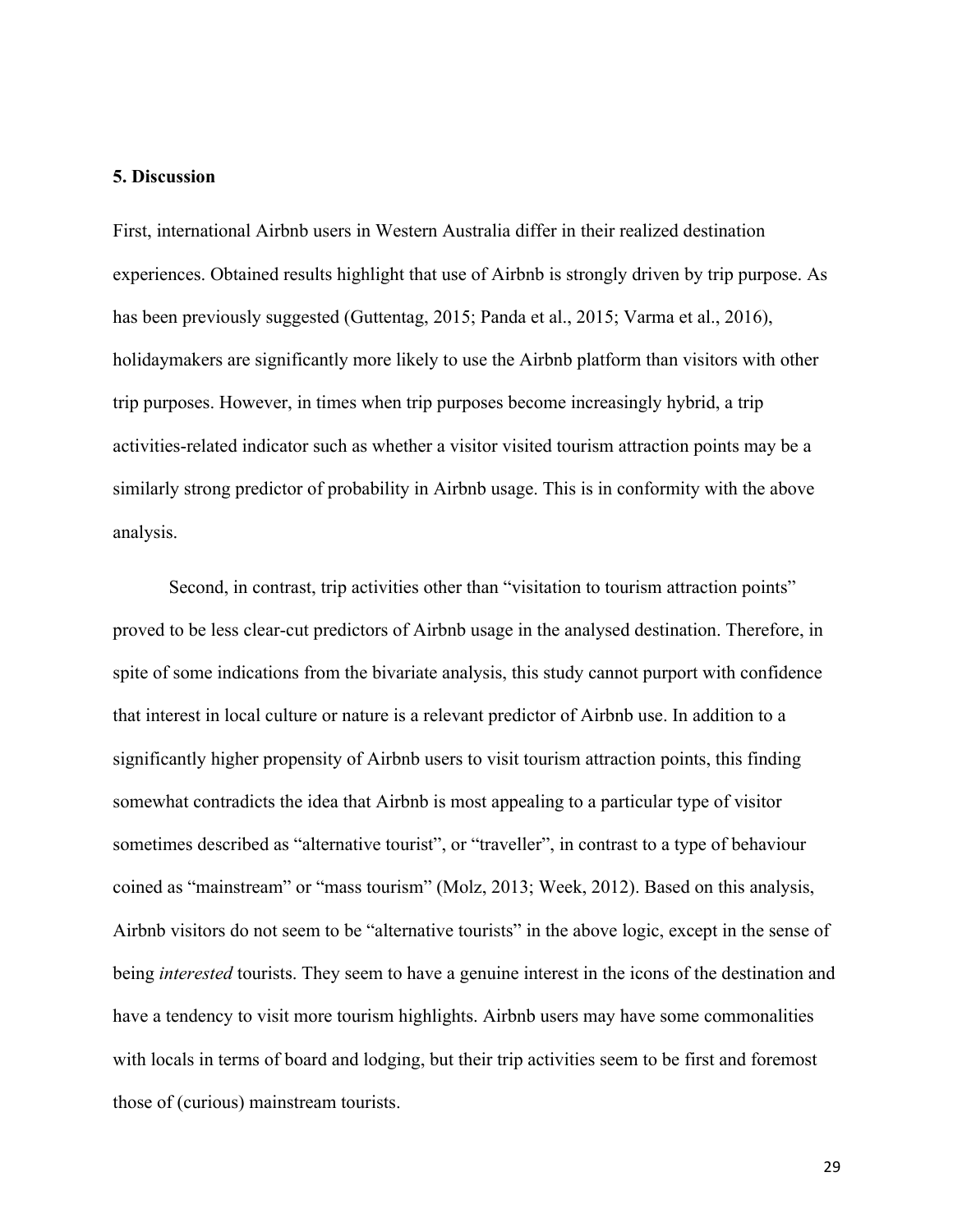## 5. Discussion

First, international Airbnb users in Western Australia differ in their realized destination experiences. Obtained results highlight that use of Airbnb is strongly driven by trip purpose. As has been previously suggested (Guttentag, 2015; Panda et al., 2015; Varma et al., 2016), holidaymakers are significantly more likely to use the Airbnb platform than visitors with other trip purposes. However, in times when trip purposes become increasingly hybrid, a trip activities-related indicator such as whether a visitor visited tourism attraction points may be a similarly strong predictor of probability in Airbnb usage. This is in conformity with the above analysis.

Second, in contrast, trip activities other than "visitation to tourism attraction points" proved to be less clear-cut predictors of Airbnb usage in the analysed destination. Therefore, in spite of some indications from the bivariate analysis, this study cannot purport with confidence that interest in local culture or nature is a relevant predictor of Airbnb use. In addition to a significantly higher propensity of Airbnb users to visit tourism attraction points, this finding somewhat contradicts the idea that Airbnb is most appealing to a particular type of visitor sometimes described as "alternative tourist", or "traveller", in contrast to a type of behaviour coined as "mainstream" or "mass tourism" (Molz, 2013; Week, 2012). Based on this analysis, Airbnb visitors do not seem to be "alternative tourists" in the above logic, except in the sense of being *interested* tourists. They seem to have a genuine interest in the icons of the destination and have a tendency to visit more tourism highlights. Airbnb users may have some commonalities with locals in terms of board and lodging, but their trip activities seem to be first and foremost those of (curious) mainstream tourists.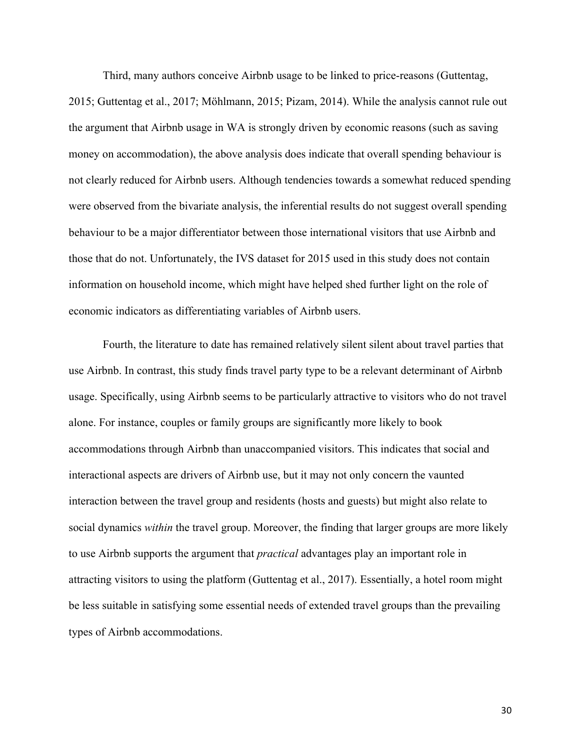Third, many authors conceive Airbnb usage to be linked to price-reasons (Guttentag, 2015; Guttentag et al., 2017; Möhlmann, 2015; Pizam, 2014). While the analysis cannot rule out the argument that Airbnb usage in WA is strongly driven by economic reasons (such as saving money on accommodation), the above analysis does indicate that overall spending behaviour is not clearly reduced for Airbnb users. Although tendencies towards a somewhat reduced spending were observed from the bivariate analysis, the inferential results do not suggest overall spending behaviour to be a major differentiator between those international visitors that use Airbnb and those that do not. Unfortunately, the IVS dataset for 2015 used in this study does not contain information on household income, which might have helped shed further light on the role of economic indicators as differentiating variables of Airbnb users.

Fourth, the literature to date has remained relatively silent silent about travel parties that use Airbnb. In contrast, this study finds travel party type to be a relevant determinant of Airbnb usage. Specifically, using Airbnb seems to be particularly attractive to visitors who do not travel alone. For instance, couples or family groups are significantly more likely to book accommodations through Airbnb than unaccompanied visitors. This indicates that social and interactional aspects are drivers of Airbnb use, but it may not only concern the vaunted interaction between the travel group and residents (hosts and guests) but might also relate to social dynamics *within* the travel group. Moreover, the finding that larger groups are more likely to use Airbnb supports the argument that *practical* advantages play an important role in attracting visitors to using the platform (Guttentag et al., 2017). Essentially, a hotel room might be less suitable in satisfying some essential needs of extended travel groups than the prevailing types of Airbnb accommodations.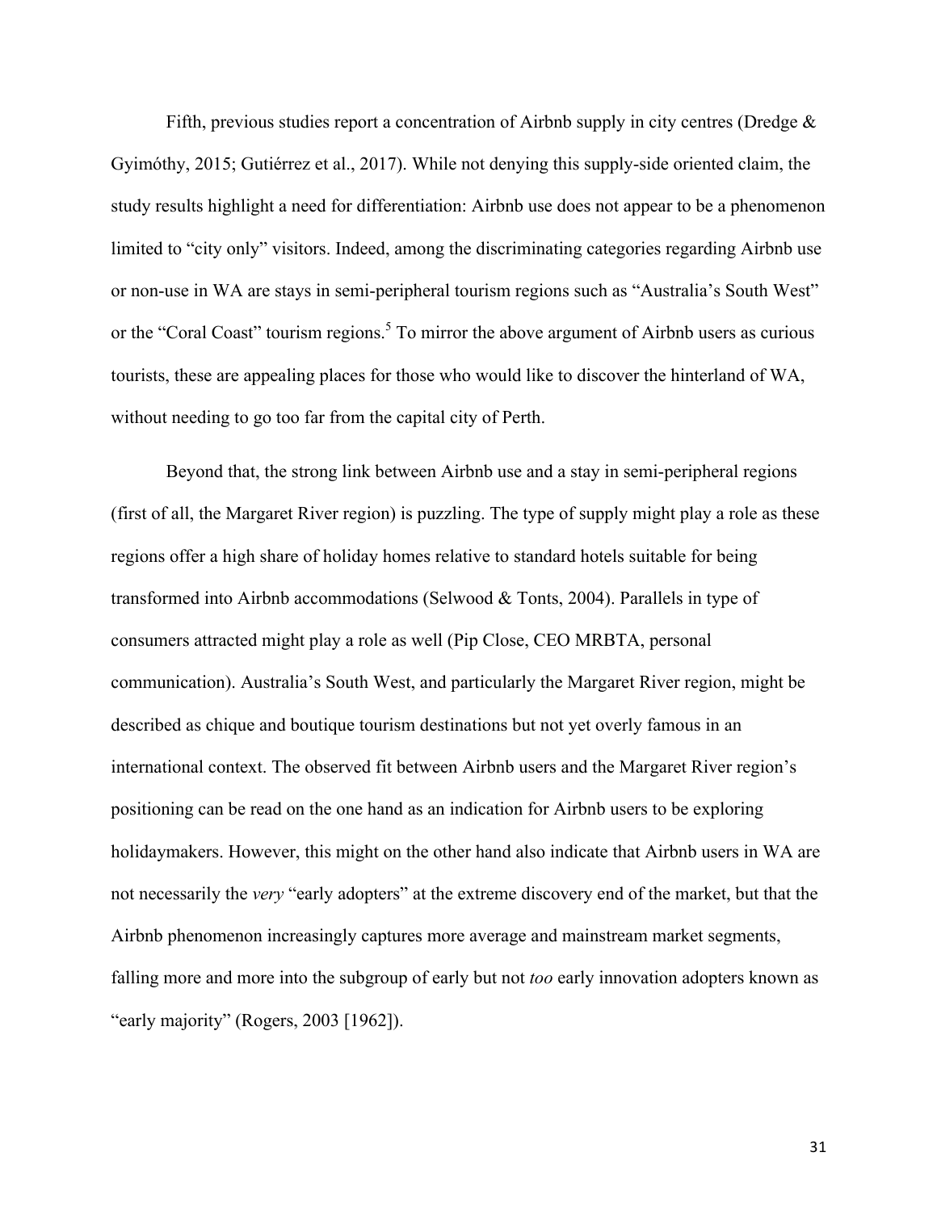Fifth, previous studies report a concentration of Airbnb supply in city centres (Dredge & Gyimóthy, 2015; Gutiérrez et al., 2017). While not denying this supply-side oriented claim, the study results highlight a need for differentiation: Airbnb use does not appear to be a phenomenon limited to "city only" visitors. Indeed, among the discriminating categories regarding Airbnb use or non-use in WA are stays in semi-peripheral tourism regions such as "Australia's South West" or the "Coral Coast" tourism regions.[5] To mirror the above argument of Airbnb users as curious tourists, these are appealing places for those who would like to discover the hinterland of WA, without needing to go too far from the capital city of Perth.

Beyond that, the strong link between Airbnb use and a stay in semi-peripheral regions (first of all, the Margaret River region) is puzzling. The type of supply might play a role as these regions offer a high share of holiday homes relative to standard hotels suitable for being transformed into Airbnb accommodations (Selwood & Tonts, 2004). Parallels in type of consumers attracted might play a role as well (Pip Close, CEO MRBTA, personal communication). Australia's South West, and particularly the Margaret River region, might be described as chique and boutique tourism destinations but not yet overly famous in an international context. The observed fit between Airbnb users and the Margaret River region's positioning can be read on the one hand as an indication for Airbnb users to be exploring holidaymakers. However, this might on the other hand also indicate that Airbnb users in WA are not necessarily the *very* "early adopters" at the extreme discovery end of the market, but that the Airbnb phenomenon increasingly captures more average and mainstream market segments, falling more and more into the subgroup of early but not *too* early innovation adopters known as "early majority" (Rogers, 2003 [1962]).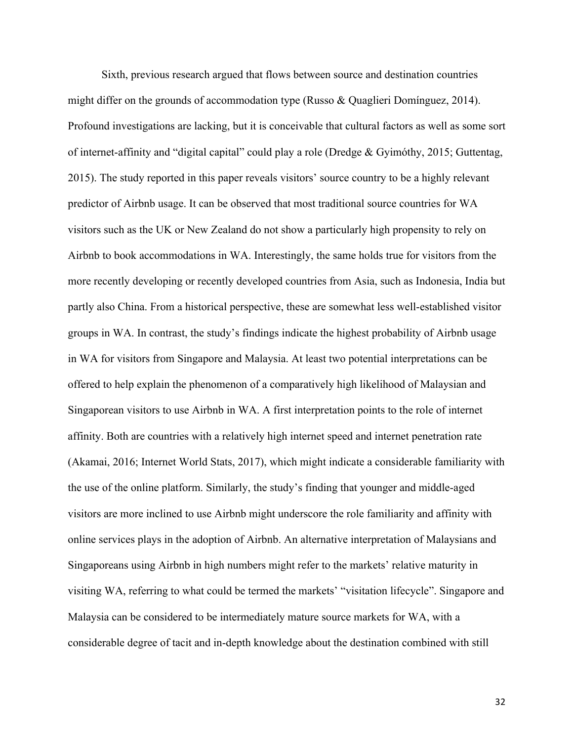Sixth, previous research argued that flows between source and destination countries might differ on the grounds of accommodation type (Russo & Quaglieri Domínguez, 2014). Profound investigations are lacking, but it is conceivable that cultural factors as well as some sort of internet-affinity and "digital capital" could play a role (Dredge & Gyimóthy, 2015; Guttentag, 2015). The study reported in this paper reveals visitors' source country to be a highly relevant predictor of Airbnb usage. It can be observed that most traditional source countries for WA visitors such as the UK or New Zealand do not show a particularly high propensity to rely on Airbnb to book accommodations in WA. Interestingly, the same holds true for visitors from the more recently developing or recently developed countries from Asia, such as Indonesia, India but partly also China. From a historical perspective, these are somewhat less well-established visitor groups in WA. In contrast, the study's findings indicate the highest probability of Airbnb usage in WA for visitors from Singapore and Malaysia. At least two potential interpretations can be offered to help explain the phenomenon of a comparatively high likelihood of Malaysian and Singaporean visitors to use Airbnb in WA. A first interpretation points to the role of internet affinity. Both are countries with a relatively high internet speed and internet penetration rate (Akamai, 2016; Internet World Stats, 2017), which might indicate a considerable familiarity with the use of the online platform. Similarly, the study's finding that younger and middle-aged visitors are more inclined to use Airbnb might underscore the role familiarity and affinity with online services plays in the adoption of Airbnb. An alternative interpretation of Malaysians and Singaporeans using Airbnb in high numbers might refer to the markets' relative maturity in visiting WA, referring to what could be termed the markets' "visitation lifecycle". Singapore and Malaysia can be considered to be intermediately mature source markets for WA, with a considerable degree of tacit and in-depth knowledge about the destination combined with still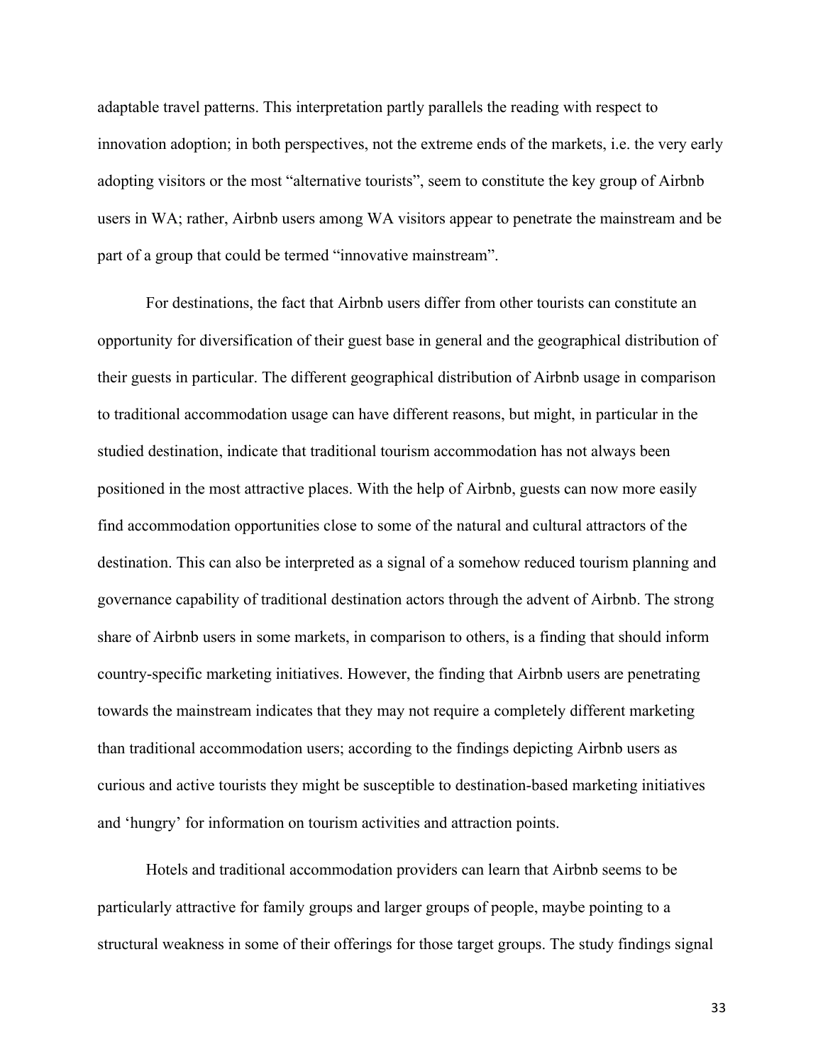adaptable travel patterns. This interpretation partly parallels the reading with respect to innovation adoption; in both perspectives, not the extreme ends of the markets, i.e. the very early adopting visitors or the most "alternative tourists", seem to constitute the key group of Airbnb users in WA; rather, Airbnb users among WA visitors appear to penetrate the mainstream and be part of a group that could be termed "innovative mainstream".

For destinations, the fact that Airbnb users differ from other tourists can constitute an opportunity for diversification of their guest base in general and the geographical distribution of their guests in particular. The different geographical distribution of Airbnb usage in comparison to traditional accommodation usage can have different reasons, but might, in particular in the studied destination, indicate that traditional tourism accommodation has not always been positioned in the most attractive places. With the help of Airbnb, guests can now more easily find accommodation opportunities close to some of the natural and cultural attractors of the destination. This can also be interpreted as a signal of a somehow reduced tourism planning and governance capability of traditional destination actors through the advent of Airbnb. The strong share of Airbnb users in some markets, in comparison to others, is a finding that should inform country-specific marketing initiatives. However, the finding that Airbnb users are penetrating towards the mainstream indicates that they may not require a completely different marketing than traditional accommodation users; according to the findings depicting Airbnb users as curious and active tourists they might be susceptible to destination-based marketing initiatives and 'hungry' for information on tourism activities and attraction points.

Hotels and traditional accommodation providers can learn that Airbnb seems to be particularly attractive for family groups and larger groups of people, maybe pointing to a structural weakness in some of their offerings for those target groups. The study findings signal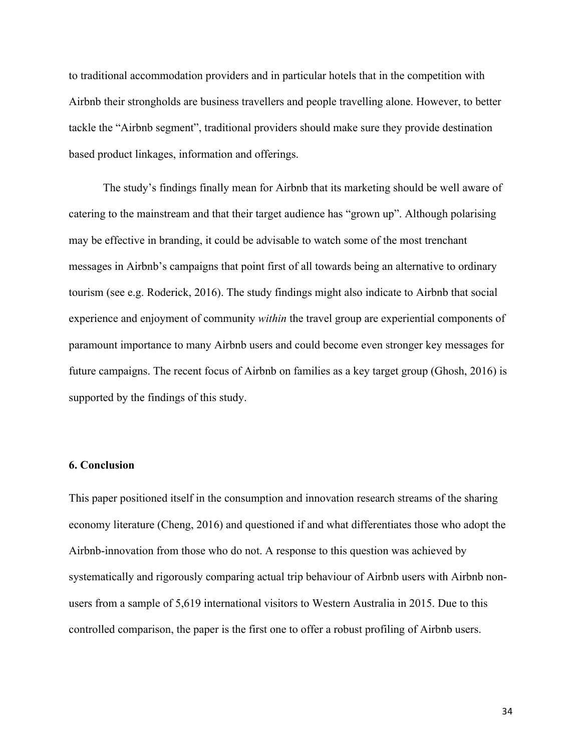to traditional accommodation providers and in particular hotels that in the competition with Airbnb their strongholds are business travellers and people travelling alone. However, to better tackle the “Airbnb segment”, traditional providers should make sure they provide destination based product linkages, information and offerings.

The study’s findings finally mean for Airbnb that its marketing should be well aware of catering to the mainstream and that their target audience has “grown up”. Although polarising may be effective in branding, it could be advisable to watch some of the most trenchant messages in Airbnb’s campaigns that point first of all towards being an alternative to ordinary tourism (see e.g. Roderick, 2016). The study findings might also indicate to Airbnb that social experience and enjoyment of community *within* the travel group are experiential components of paramount importance to many Airbnb users and could become even stronger key messages for future campaigns. The recent focus of Airbnb on families as a key target group (Ghosh, 2016) is supported by the findings of this study.

## 6. Conclusion

This paper positioned itself in the consumption and innovation research streams of the sharing economy literature (Cheng, 2016) and questioned if and what differentiates those who adopt the Airbnb-innovation from those who do not. A response to this question was achieved by systematically and rigorously comparing actual trip behaviour of Airbnb users with Airbnb non-users from a sample of 5,619 international visitors to Western Australia in 2015. Due to this controlled comparison, the paper is the first one to offer a robust profiling of Airbnb users.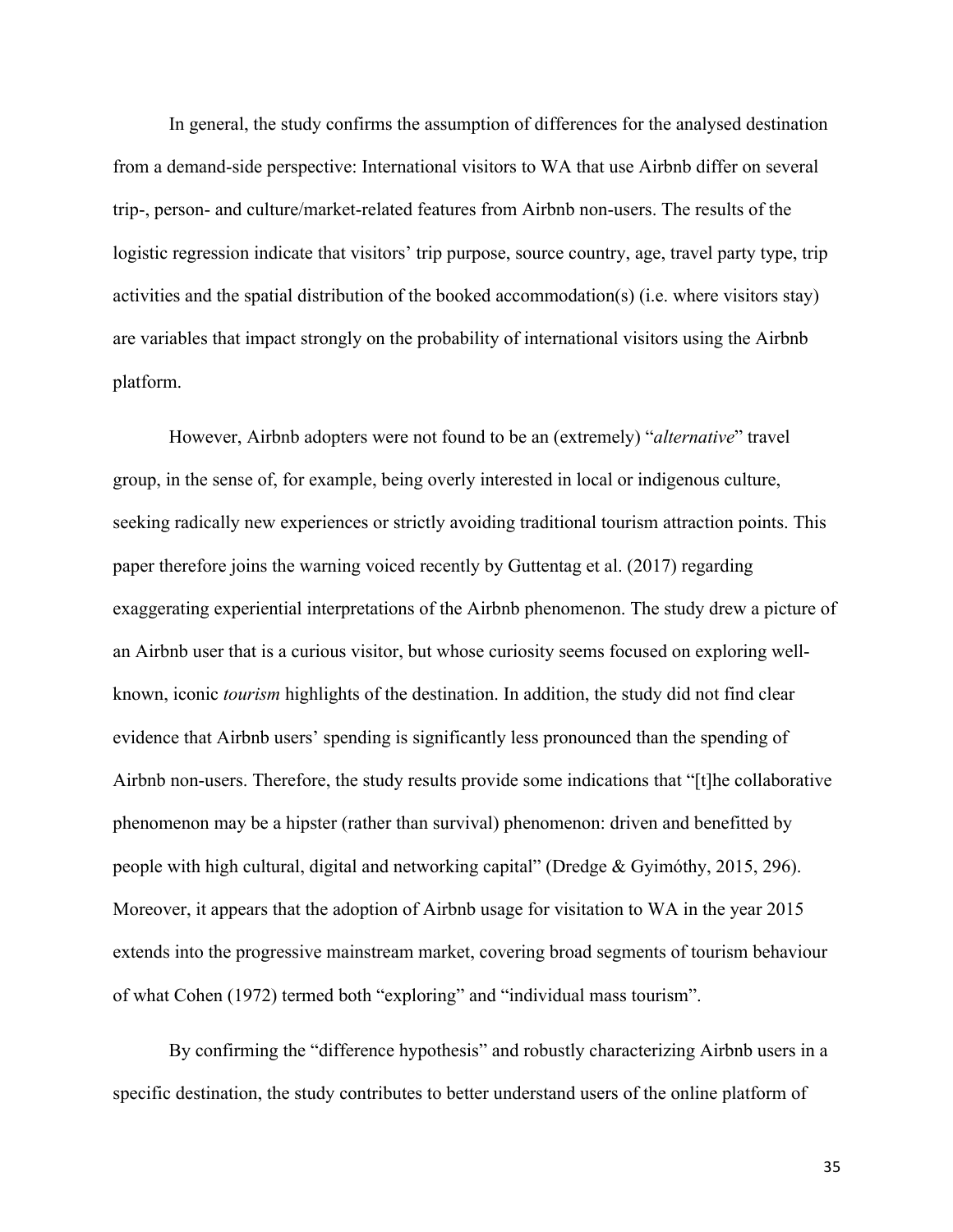In general, the study confirms the assumption of differences for the analysed destination from a demand-side perspective: International visitors to WA that use Airbnb differ on several trip-, person- and culture/market-related features from Airbnb non-users. The results of the logistic regression indicate that visitors' trip purpose, source country, age, travel party type, trip activities and the spatial distribution of the booked accommodation(s) (i.e. where visitors stay) are variables that impact strongly on the probability of international visitors using the Airbnb platform.

However, Airbnb adopters were not found to be an (extremely) "*alternative*" travel group, in the sense of, for example, being overly interested in local or indigenous culture, seeking radically new experiences or strictly avoiding traditional tourism attraction points. This paper therefore joins the warning voiced recently by Guttentag et al. (2017) regarding exaggerating experiential interpretations of the Airbnb phenomenon. The study drew a picture of an Airbnb user that is a curious visitor, but whose curiosity seems focused on exploring well-known, iconic *tourism* highlights of the destination. In addition, the study did not find clear evidence that Airbnb users' spending is significantly less pronounced than the spending of Airbnb non-users. Therefore, the study results provide some indications that "[t]he collaborative phenomenon may be a hipster (rather than survival) phenomenon: driven and benefitted by people with high cultural, digital and networking capital" (Dredge & Gyimóthy, 2015, 296). Moreover, it appears that the adoption of Airbnb usage for visitation to WA in the year 2015 extends into the progressive mainstream market, covering broad segments of tourism behaviour of what Cohen (1972) termed both "exploring" and "individual mass tourism".

By confirming the "difference hypothesis" and robustly characterizing Airbnb users in a specific destination, the study contributes to better understand users of the online platform of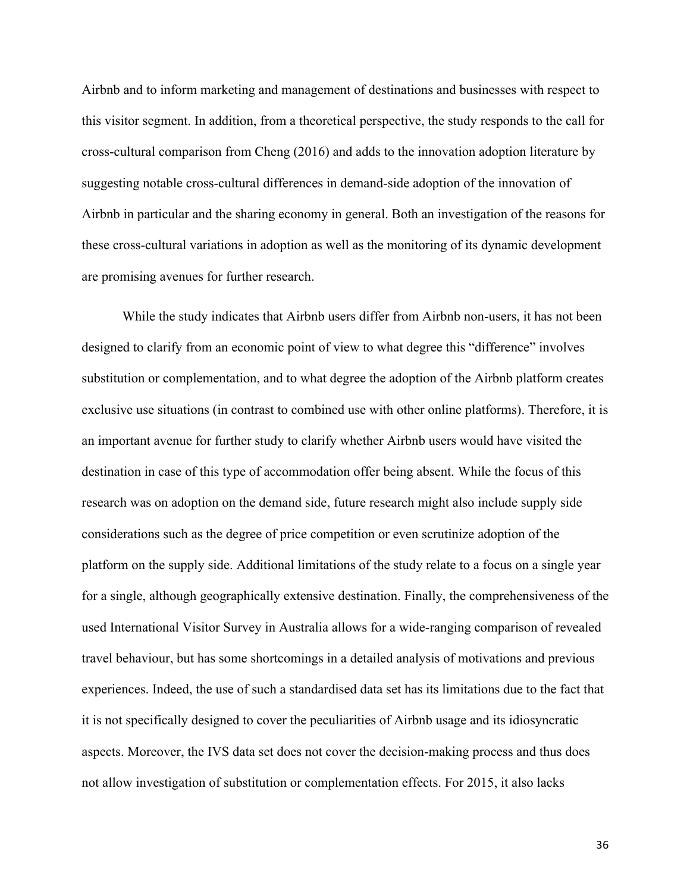Airbnb and to inform marketing and management of destinations and businesses with respect to this visitor segment. In addition, from a theoretical perspective, the study responds to the call for cross-cultural comparison from Cheng (2016) and adds to the innovation adoption literature by suggesting notable cross-cultural differences in demand-side adoption of the innovation of Airbnb in particular and the sharing economy in general. Both an investigation of the reasons for these cross-cultural variations in adoption as well as the monitoring of its dynamic development are promising avenues for further research.

While the study indicates that Airbnb users differ from Airbnb non-users, it has not been designed to clarify from an economic point of view to what degree this "difference" involves substitution or complementation, and to what degree the adoption of the Airbnb platform creates exclusive use situations (in contrast to combined use with other online platforms). Therefore, it is an important avenue for further study to clarify whether Airbnb users would have visited the destination in case of this type of accommodation offer being absent. While the focus of this research was on adoption on the demand side, future research might also include supply side considerations such as the degree of price competition or even scrutinize adoption of the platform on the supply side. Additional limitations of the study relate to a focus on a single year for a single, although geographically extensive destination. Finally, the comprehensiveness of the used International Visitor Survey in Australia allows for a wide-ranging comparison of revealed travel behaviour, but has some shortcomings in a detailed analysis of motivations and previous experiences. Indeed, the use of such a standardised data set has its limitations due to the fact that it is not specifically designed to cover the peculiarities of Airbnb usage and its idiosyncratic aspects. Moreover, the IVS data set does not cover the decision-making process and thus does not allow investigation of substitution or complementation effects. For 2015, it also lacks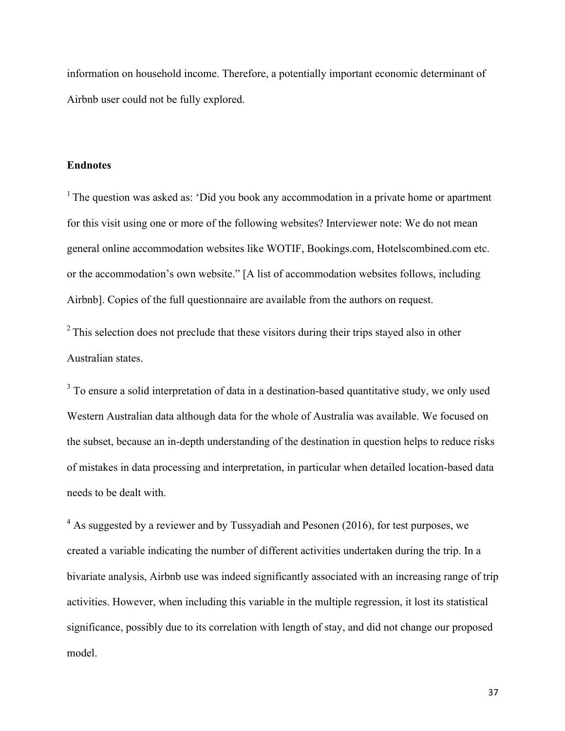information on household income. Therefore, a potentially important economic determinant of Airbnb user could not be fully explored.

**Endnotes**

[1] The question was asked as: 'Did you book any accommodation in a private home or apartment for this visit using one or more of the following websites? Interviewer note: We do not mean general online accommodation websites like WOTIF, Bookings.com, Hotelscombined.com etc. or the accommodation's own website." [A list of accommodation websites follows, including Airbnb]. Copies of the full questionnaire are available from the authors on request.

[2] This selection does not preclude that these visitors during their trips stayed also in other Australian states.

[3] To ensure a solid interpretation of data in a destination-based quantitative study, we only used Western Australian data although data for the whole of Australia was available. We focused on the subset, because an in-depth understanding of the destination in question helps to reduce risks of mistakes in data processing and interpretation, in particular when detailed location-based data needs to be dealt with.

[4] As suggested by a reviewer and by Tussyadiah and Pesonen (2016), for test purposes, we created a variable indicating the number of different activities undertaken during the trip. In a bivariate analysis, Airbnb use was indeed significantly associated with an increasing range of trip activities. However, when including this variable in the multiple regression, it lost its statistical significance, possibly due to its correlation with length of stay, and did not change our proposed model.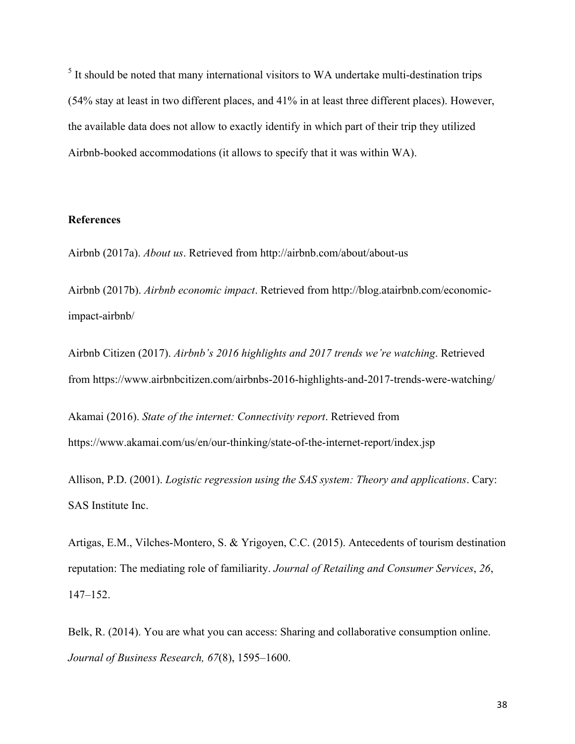[5] It should be noted that many international visitors to WA undertake multi-destination trips (54% stay at least in two different places, and 41% in at least three different places). However, the available data does not allow to exactly identify in which part of their trip they utilized Airbnb-booked accommodations (it allows to specify that it was within WA).

**References**

Airbnb (2017a). *About us*. Retrieved from http://airbnb.com/about/about-us

Airbnb (2017b). *Airbnb economic impact*. Retrieved from http://blog.atairbnb.com/economic-impact-airbnb/

Airbnb Citizen (2017). *Airbnb's 2016 highlights and 2017 trends we're watching*. Retrieved from https://www.airbnbcitizen.com/airbnbs-2016-highlights-and-2017-trends-were-watching/

Akamai (2016). *State of the internet: Connectivity report*. Retrieved from https://www.akamai.com/us/en/our-thinking/state-of-the-internet-report/index.jsp

Allison, P.D. (2001). *Logistic regression using the SAS system: Theory and applications*. Cary: SAS Institute Inc.

Artigas, E.M., Vilches-Montero, S. & Yrigoyen, C.C. (2015). Antecedents of tourism destination reputation: The mediating role of familiarity. *Journal of Retailing and Consumer Services*, *26*, 147–152.

Belk, R. (2014). You are what you can access: Sharing and collaborative consumption online. *Journal of Business Research, 67*(8), 1595–1600.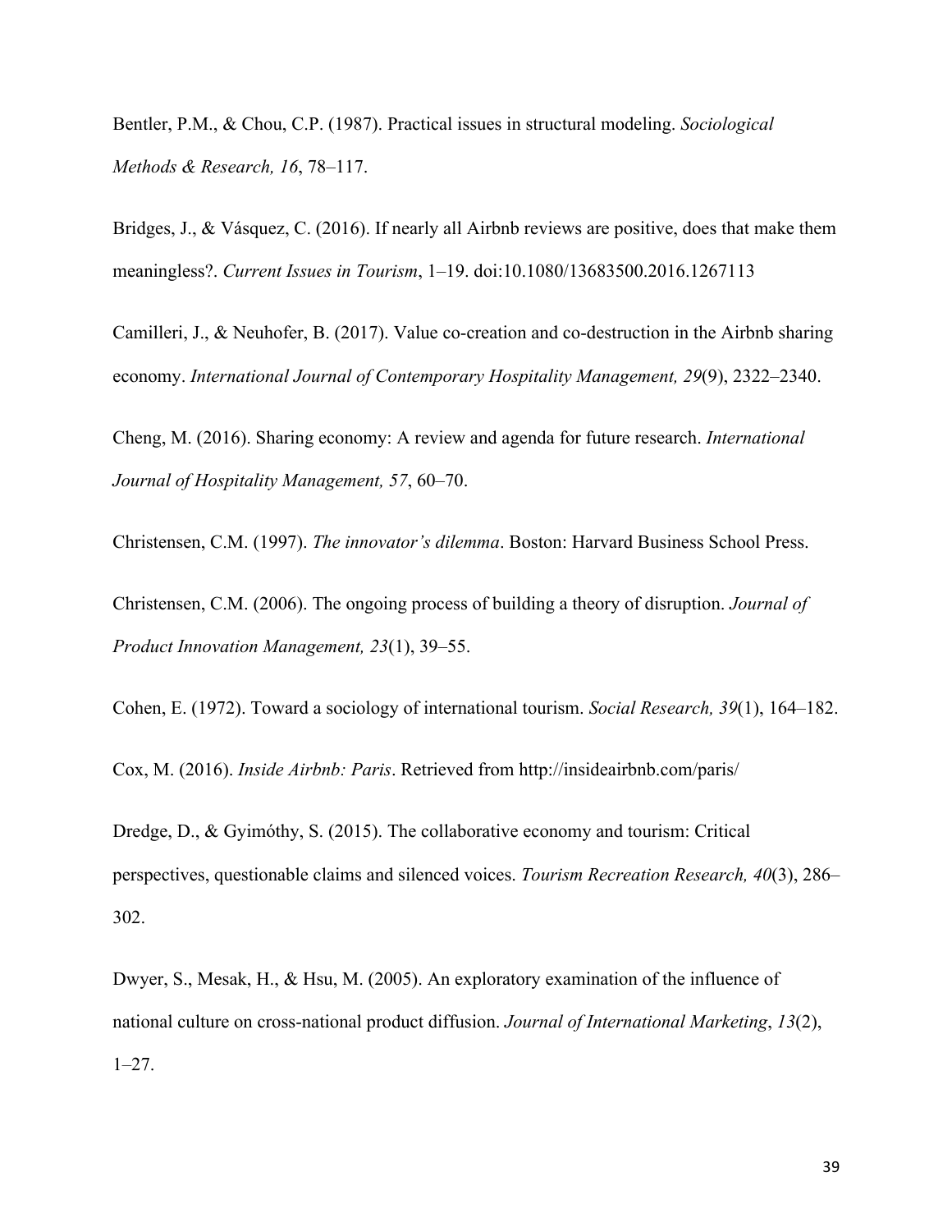Bentler, P.M., & Chou, C.P. (1987). Practical issues in structural modeling. *Sociological Methods & Research, 16*, 78–117.

Bridges, J., & Vásquez, C. (2016). If nearly all Airbnb reviews are positive, does that make them meaningless?. *Current Issues in Tourism*, 1–19. doi:10.1080/13683500.2016.1267113

Camilleri, J., & Neuhofer, B. (2017). Value co-creation and co-destruction in the Airbnb sharing economy. *International Journal of Contemporary Hospitality Management, 29*(9), 2322–2340.

Cheng, M. (2016). Sharing economy: A review and agenda for future research. *International Journal of Hospitality Management, 57*, 60–70.

Christensen, C.M. (1997). *The innovator's dilemma*. Boston: Harvard Business School Press.

Christensen, C.M. (2006). The ongoing process of building a theory of disruption. *Journal of Product Innovation Management, 23*(1), 39–55.

Cohen, E. (1972). Toward a sociology of international tourism. *Social Research, 39*(1), 164–182.

Cox, M. (2016). *Inside Airbnb: Paris*. Retrieved from http://insideairbnb.com/paris/

Dredge, D., & Gyimóthy, S. (2015). The collaborative economy and tourism: Critical perspectives, questionable claims and silenced voices. *Tourism Recreation Research, 40*(3), 286–302.

Dwyer, S., Mesak, H., & Hsu, M. (2005). An exploratory examination of the influence of national culture on cross-national product diffusion. *Journal of International Marketing*, *13*(2), 1–27.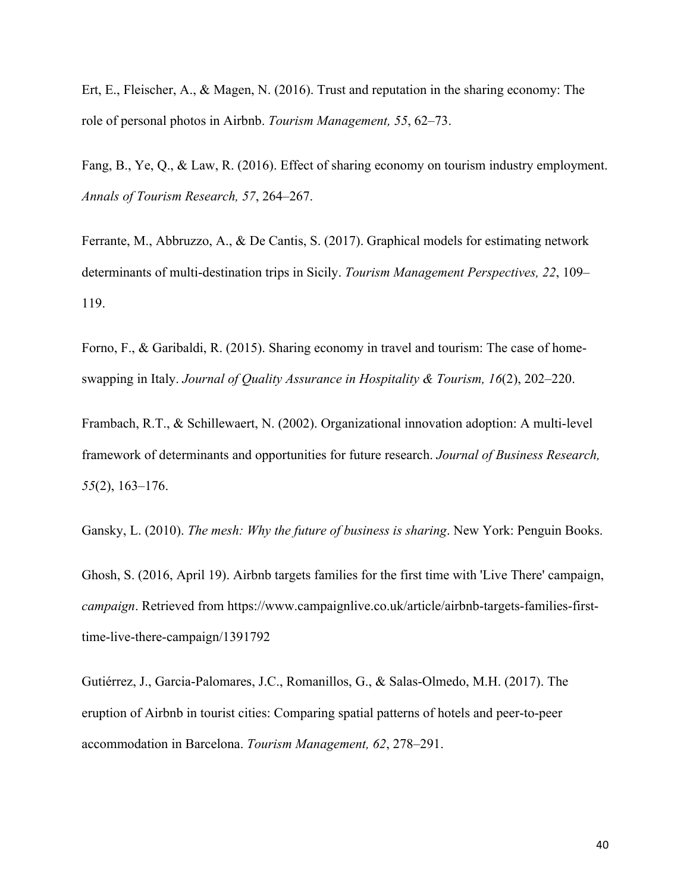Ert, E., Fleischer, A., & Magen, N. (2016). Trust and reputation in the sharing economy: The role of personal photos in Airbnb. *Tourism Management, 55*, 62–73.

Fang, B., Ye, Q., & Law, R. (2016). Effect of sharing economy on tourism industry employment. *Annals of Tourism Research, 57*, 264–267.

Ferrante, M., Abbruzzo, A., & De Cantis, S. (2017). Graphical models for estimating network determinants of multi-destination trips in Sicily. *Tourism Management Perspectives, 22*, 109–119.

Forno, F., & Garibaldi, R. (2015). Sharing economy in travel and tourism: The case of home-swapping in Italy. *Journal of Quality Assurance in Hospitality & Tourism, 16*(2), 202–220.

Frambach, R.T., & Schillewaert, N. (2002). Organizational innovation adoption: A multi-level framework of determinants and opportunities for future research. *Journal of Business Research, 55*(2), 163–176.

Gansky, L. (2010). *The mesh: Why the future of business is sharing*. New York: Penguin Books.

Ghosh, S. (2016, April 19). Airbnb targets families for the first time with 'Live There' campaign, *campaign*. Retrieved from https://www.campaignlive.co.uk/article/airbnb-targets-families-first-time-live-there-campaign/1391792

Gutiérrez, J., Garcia-Palomares, J.C., Romanillos, G., & Salas-Olmedo, M.H. (2017). The eruption of Airbnb in tourist cities: Comparing spatial patterns of hotels and peer-to-peer accommodation in Barcelona. *Tourism Management, 62*, 278–291.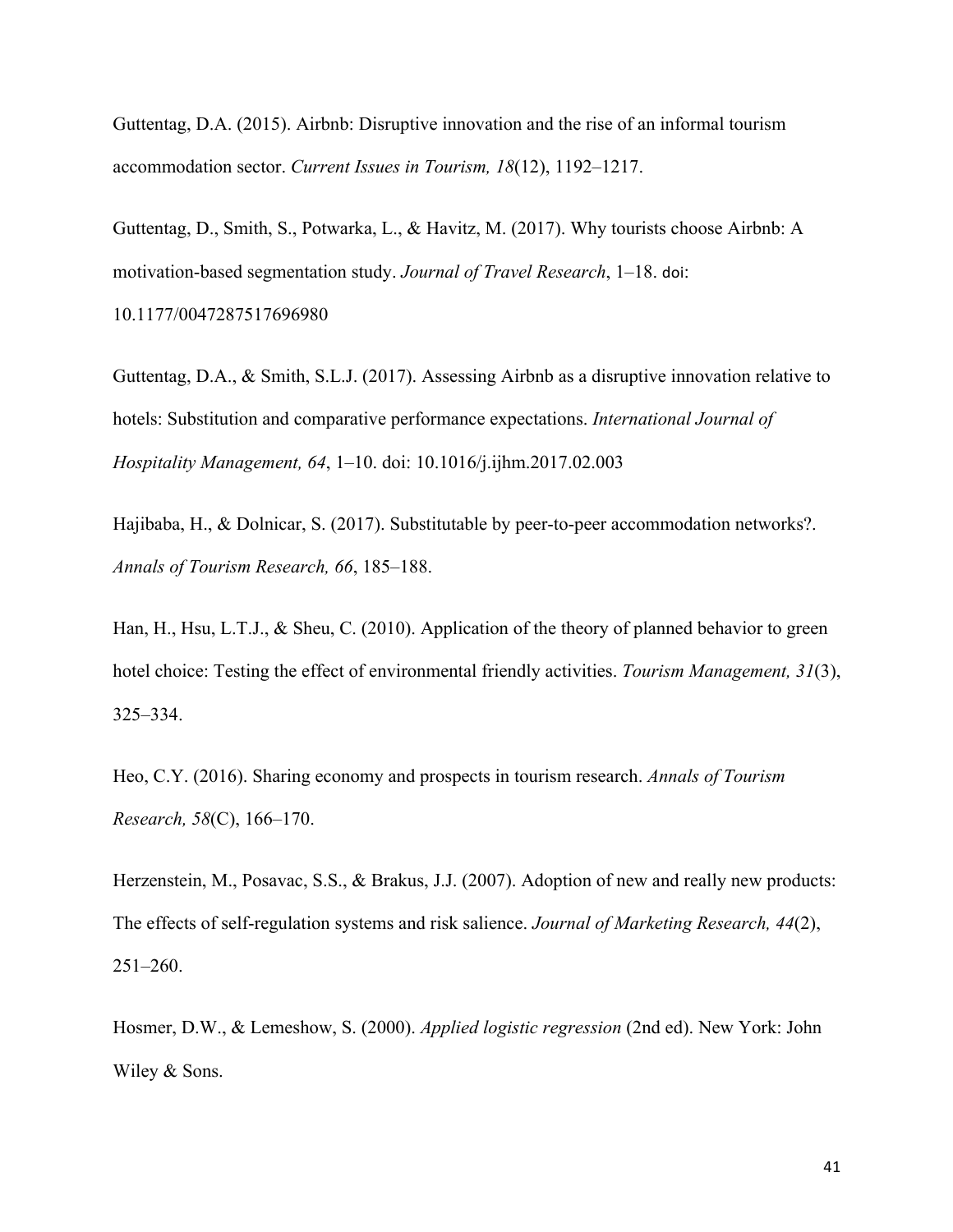Guttentag, D.A. (2015). Airbnb: Disruptive innovation and the rise of an informal tourism accommodation sector. *Current Issues in Tourism, 18*(12), 1192–1217.

Guttentag, D., Smith, S., Potwarka, L., & Havitz, M. (2017). Why tourists choose Airbnb: A motivation-based segmentation study. *Journal of Travel Research*, 1–18. doi: 10.1177/0047287517696980

Guttentag, D.A., & Smith, S.L.J. (2017). Assessing Airbnb as a disruptive innovation relative to hotels: Substitution and comparative performance expectations. *International Journal of Hospitality Management, 64*, 1–10. doi: 10.1016/j.ijhm.2017.02.003

Hajibaba, H., & Dolnicar, S. (2017). Substitutable by peer-to-peer accommodation networks?. *Annals of Tourism Research, 66*, 185–188.

Han, H., Hsu, L.T.J., & Sheu, C. (2010). Application of the theory of planned behavior to green hotel choice: Testing the effect of environmental friendly activities. *Tourism Management, 31*(3), 325–334.

Heo, C.Y. (2016). Sharing economy and prospects in tourism research. *Annals of Tourism Research, 58*(C), 166–170.

Herzenstein, M., Posavac, S.S., & Brakus, J.J. (2007). Adoption of new and really new products: The effects of self-regulation systems and risk salience. *Journal of Marketing Research, 44*(2), 251–260.

Hosmer, D.W., & Lemeshow, S. (2000). *Applied logistic regression* (2nd ed). New York: John Wiley & Sons.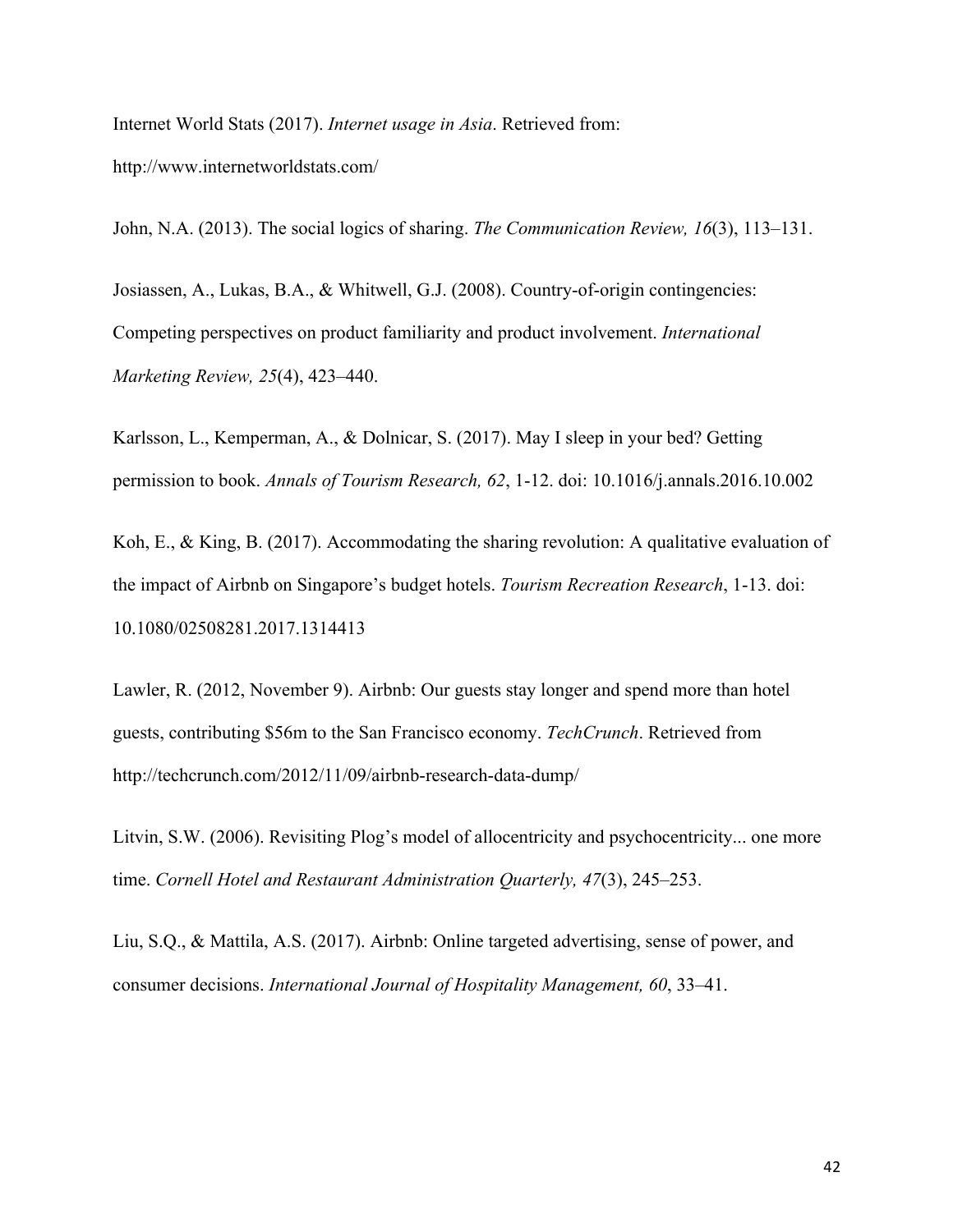Internet World Stats (2017). *Internet usage in Asia*. Retrieved from: http://www.internetworldstats.com/

John, N.A. (2013). The social logics of sharing. *The Communication Review, 16*(3), 113–131.

Josiassen, A., Lukas, B.A., & Whitwell, G.J. (2008). Country-of-origin contingencies: Competing perspectives on product familiarity and product involvement. *International Marketing Review, 25*(4), 423–440.

Karlsson, L., Kemperman, A., & Dolnicar, S. (2017). May I sleep in your bed? Getting permission to book. *Annals of Tourism Research, 62*, 1-12. doi: 10.1016/j.annals.2016.10.002

Koh, E., & King, B. (2017). Accommodating the sharing revolution: A qualitative evaluation of the impact of Airbnb on Singapore's budget hotels. *Tourism Recreation Research*, 1-13. doi: 10.1080/02508281.2017.1314413

Lawler, R. (2012, November 9). Airbnb: Our guests stay longer and spend more than hotel guests, contributing $56m to the San Francisco economy. *TechCrunch*. Retrieved from http://techcrunch.com/2012/11/09/airbnb-research-data-dump/

Litvin, S.W. (2006). Revisiting Plog's model of allocentricity and psychocentricity... one more time. *Cornell Hotel and Restaurant Administration Quarterly, 47*(3), 245–253.

Liu, S.Q., & Mattila, A.S. (2017). Airbnb: Online targeted advertising, sense of power, and consumer decisions. *International Journal of Hospitality Management, 60*, 33–41.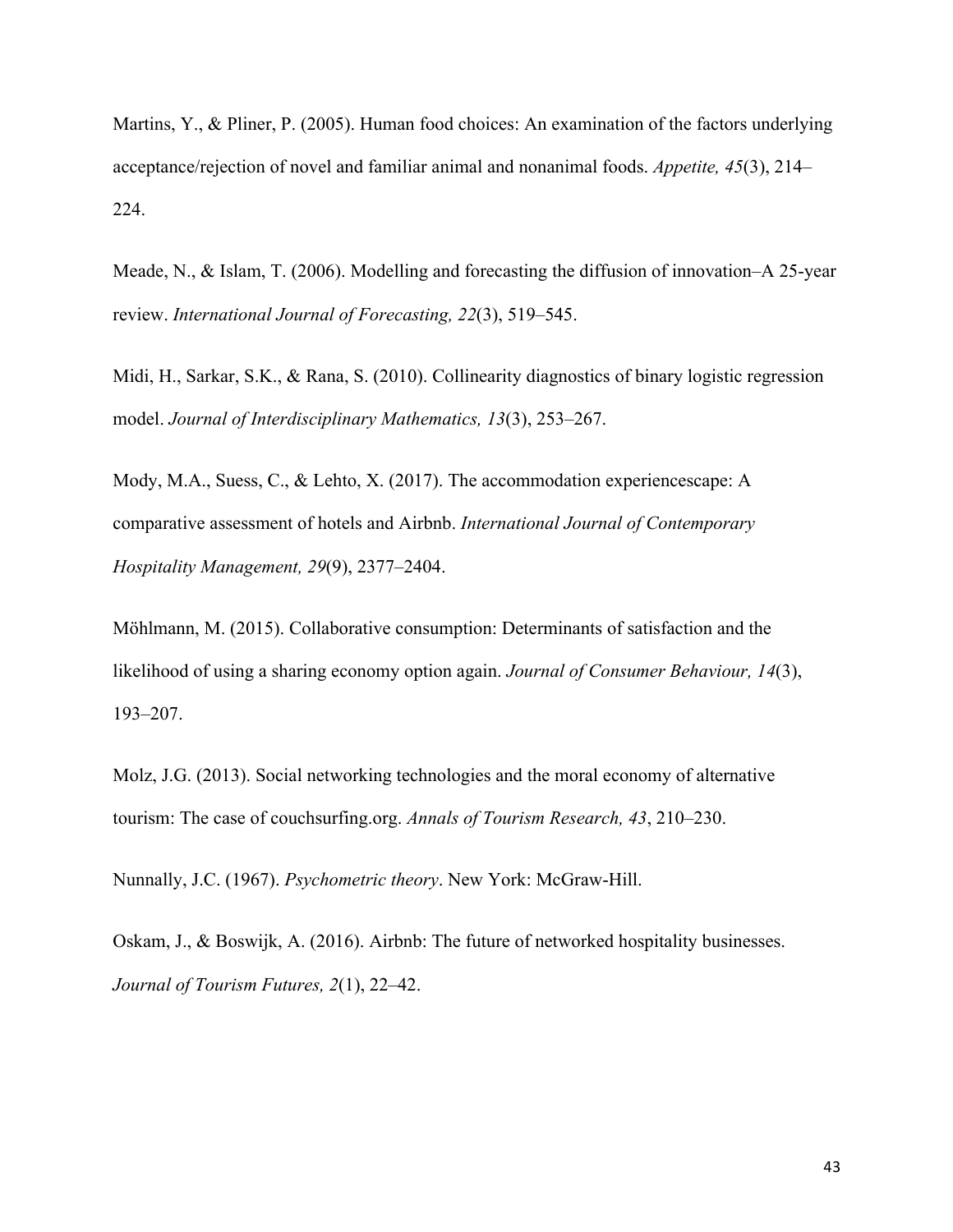Martins, Y., & Pliner, P. (2005). Human food choices: An examination of the factors underlying acceptance/rejection of novel and familiar animal and nonanimal foods. *Appetite, 45*(3), 214–224.

Meade, N., & Islam, T. (2006). Modelling and forecasting the diffusion of innovation–A 25-year review. *International Journal of Forecasting, 22*(3), 519–545.

Midi, H., Sarkar, S.K., & Rana, S. (2010). Collinearity diagnostics of binary logistic regression model. *Journal of Interdisciplinary Mathematics, 13*(3), 253–267.

Mody, M.A., Suess, C., & Lehto, X. (2017). The accommodation experiencescape: A comparative assessment of hotels and Airbnb. *International Journal of Contemporary Hospitality Management, 29*(9), 2377–2404.

Möhlmann, M. (2015). Collaborative consumption: Determinants of satisfaction and the likelihood of using a sharing economy option again. *Journal of Consumer Behaviour, 14*(3), 193–207.

Molz, J.G. (2013). Social networking technologies and the moral economy of alternative tourism: The case of couchsurfing.org. *Annals of Tourism Research, 43*, 210–230.

Nunnally, J.C. (1967). *Psychometric theory*. New York: McGraw-Hill.

Oskam, J., & Boswijk, A. (2016). Airbnb: The future of networked hospitality businesses. *Journal of Tourism Futures, 2*(1), 22–42.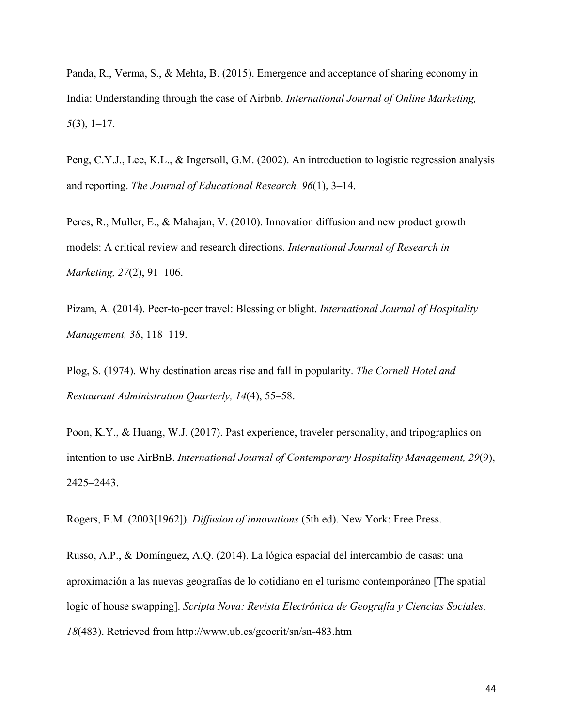Panda, R., Verma, S., & Mehta, B. (2015). Emergence and acceptance of sharing economy in India: Understanding through the case of Airbnb. *International Journal of Online Marketing, 5*(3), 1–17.

Peng, C.Y.J., Lee, K.L., & Ingersoll, G.M. (2002). An introduction to logistic regression analysis and reporting. *The Journal of Educational Research, 96*(1), 3–14.

Peres, R., Muller, E., & Mahajan, V. (2010). Innovation diffusion and new product growth models: A critical review and research directions. *International Journal of Research in Marketing, 27*(2), 91–106.

Pizam, A. (2014). Peer-to-peer travel: Blessing or blight. *International Journal of Hospitality Management, 38*, 118–119.

Plog, S. (1974). Why destination areas rise and fall in popularity. *The Cornell Hotel and Restaurant Administration Quarterly, 14*(4), 55–58.

Poon, K.Y., & Huang, W.J. (2017). Past experience, traveler personality, and tripographics on intention to use AirBnB. *International Journal of Contemporary Hospitality Management, 29*(9), 2425–2443.

Rogers, E.M. (2003[1962]). *Diffusion of innovations* (5th ed). New York: Free Press.

Russo, A.P., & Domínguez, A.Q. (2014). La lógica espacial del intercambio de casas: una aproximación a las nuevas geografías de lo cotidiano en el turismo contemporáneo [The spatial logic of house swapping]. *Scripta Nova: Revista Electrónica de Geografía y Ciencias Sociales, 18*(483). Retrieved from http://www.ub.es/geocrit/sn/sn-483.htm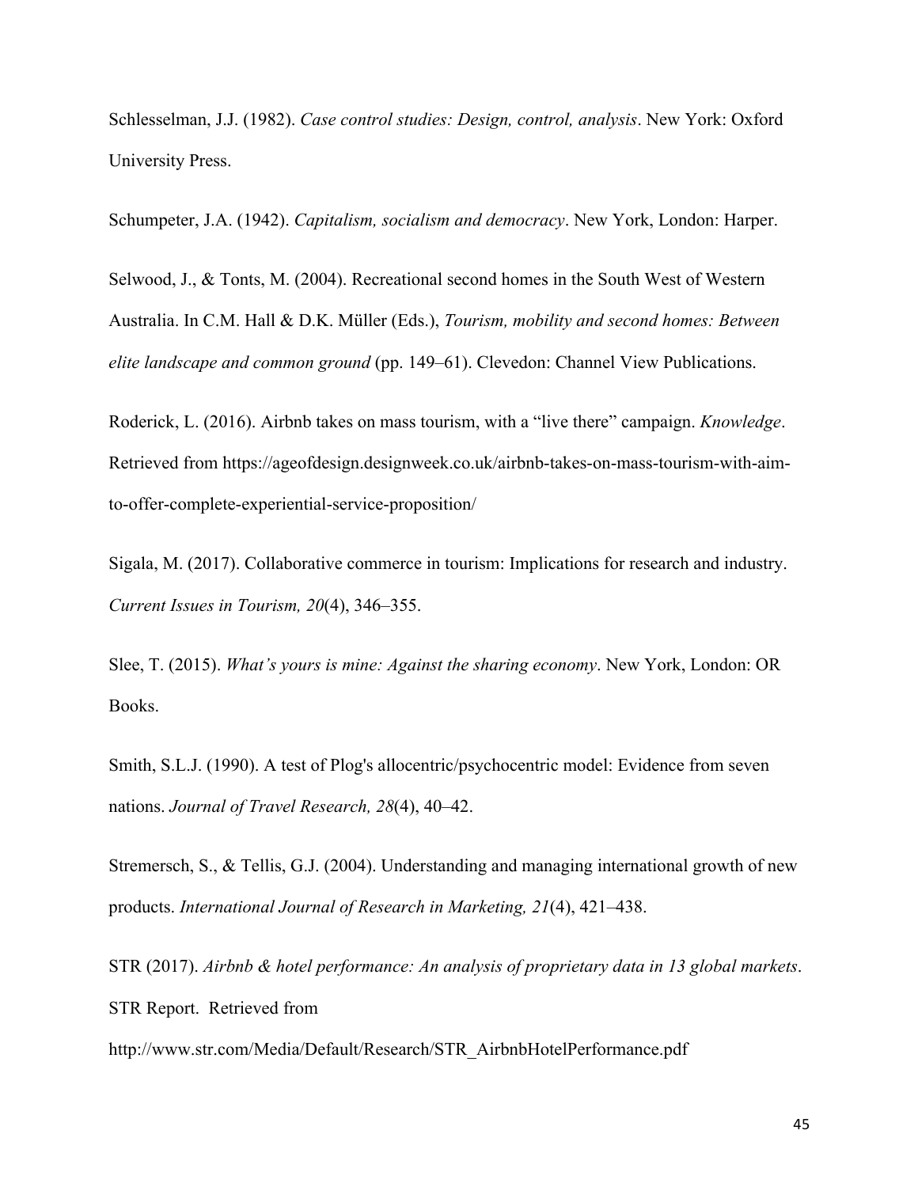Schlesselman, J.J. (1982). *Case control studies: Design, control, analysis*. New York: Oxford University Press.

Schumpeter, J.A. (1942). *Capitalism, socialism and democracy*. New York, London: Harper.

Selwood, J., & Tonts, M. (2004). Recreational second homes in the South West of Western Australia. In C.M. Hall & D.K. Müller (Eds.), *Tourism, mobility and second homes: Between elite landscape and common ground* (pp. 149–61). Clevedon: Channel View Publications.

Roderick, L. (2016). Airbnb takes on mass tourism, with a "live there" campaign. *Knowledge*. Retrieved from https://ageofdesign.designweek.co.uk/airbnb-takes-on-mass-tourism-with-aim-to-offer-complete-experiential-service-proposition/

Sigala, M. (2017). Collaborative commerce in tourism: Implications for research and industry. *Current Issues in Tourism, 20*(4), 346–355.

Slee, T. (2015). *What's yours is mine: Against the sharing economy*. New York, London: OR Books.

Smith, S.L.J. (1990). A test of Plog's allocentric/psychocentric model: Evidence from seven nations. *Journal of Travel Research, 28*(4), 40–42.

Stremersch, S., & Tellis, G.J. (2004). Understanding and managing international growth of new products. *International Journal of Research in Marketing, 21*(4), 421–438.

STR (2017). *Airbnb & hotel performance: An analysis of proprietary data in 13 global markets*. STR Report. Retrieved from http://www.str.com/Media/Default/Research/STR_AirbnbHotelPerformance.pdf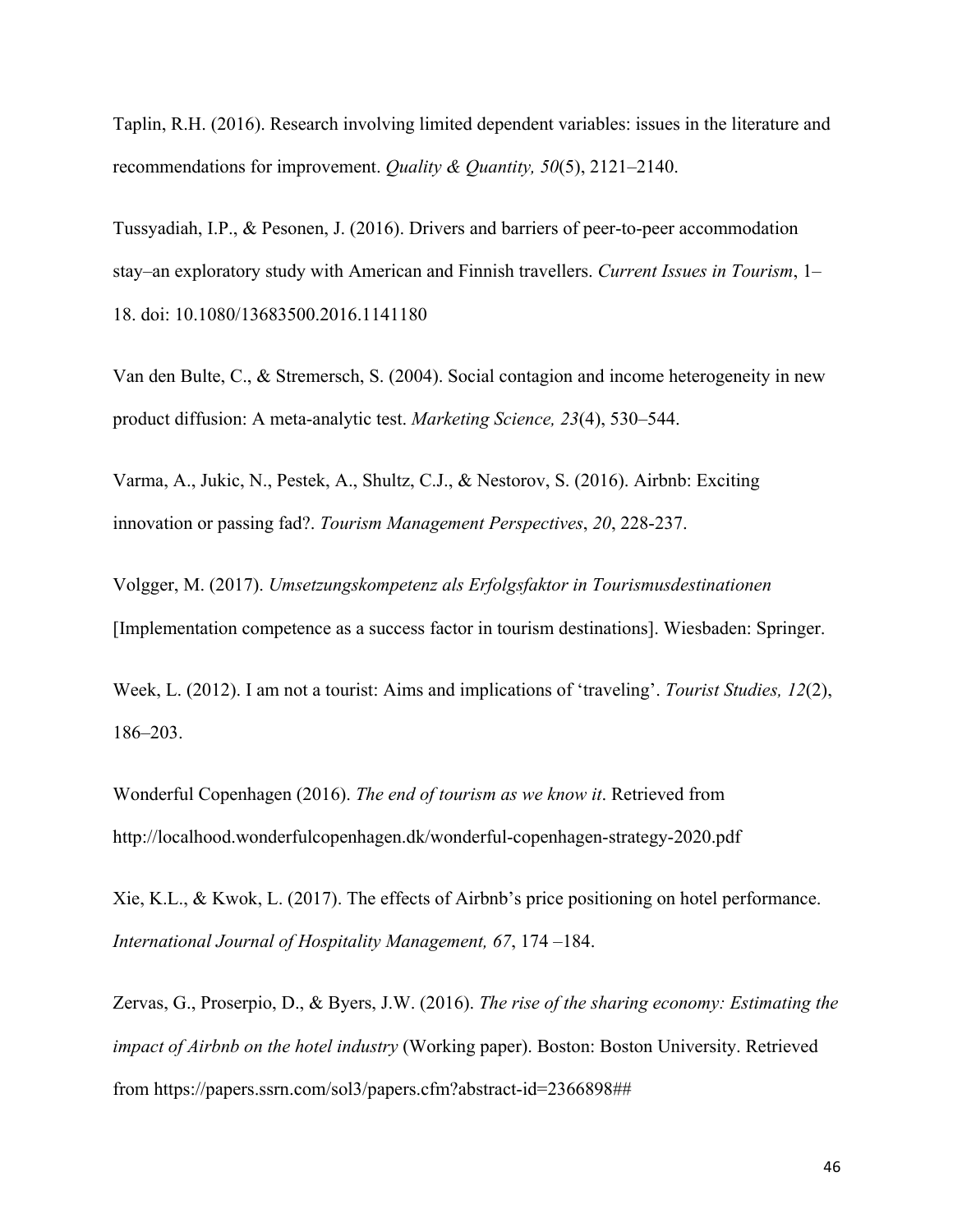Taplin, R.H. (2016). Research involving limited dependent variables: issues in the literature and recommendations for improvement. *Quality & Quantity, 50*(5), 2121–2140.

Tussyadiah, I.P., & Pesonen, J. (2016). Drivers and barriers of peer-to-peer accommodation stay–an exploratory study with American and Finnish travellers. *Current Issues in Tourism*, 1–18. doi: 10.1080/13683500.2016.1141180

Van den Bulte, C., & Stremersch, S. (2004). Social contagion and income heterogeneity in new product diffusion: A meta-analytic test. *Marketing Science, 23*(4), 530–544.

Varma, A., Jukic, N., Pestek, A., Shultz, C.J., & Nestorov, S. (2016). Airbnb: Exciting innovation or passing fad?. *Tourism Management Perspectives*, *20*, 228-237.

Volgger, M. (2017). *Umsetzungskompetenz als Erfolgsfaktor in Tourismusdestinationen* [Implementation competence as a success factor in tourism destinations]. Wiesbaden: Springer.

Week, L. (2012). I am not a tourist: Aims and implications of 'traveling'. *Tourist Studies, 12*(2), 186–203.

Wonderful Copenhagen (2016). *The end of tourism as we know it*. Retrieved from http://localhood.wonderfulcopenhagen.dk/wonderful-copenhagen-strategy-2020.pdf

Xie, K.L., & Kwok, L. (2017). The effects of Airbnb's price positioning on hotel performance. *International Journal of Hospitality Management, 67*, 174 –184.

Zervas, G., Proserpio, D., & Byers, J.W. (2016). *The rise of the sharing economy: Estimating the impact of Airbnb on the hotel industry* (Working paper). Boston: Boston University. Retrieved from https://papers.ssrn.com/sol3/papers.cfm?abstract-id=2366898##